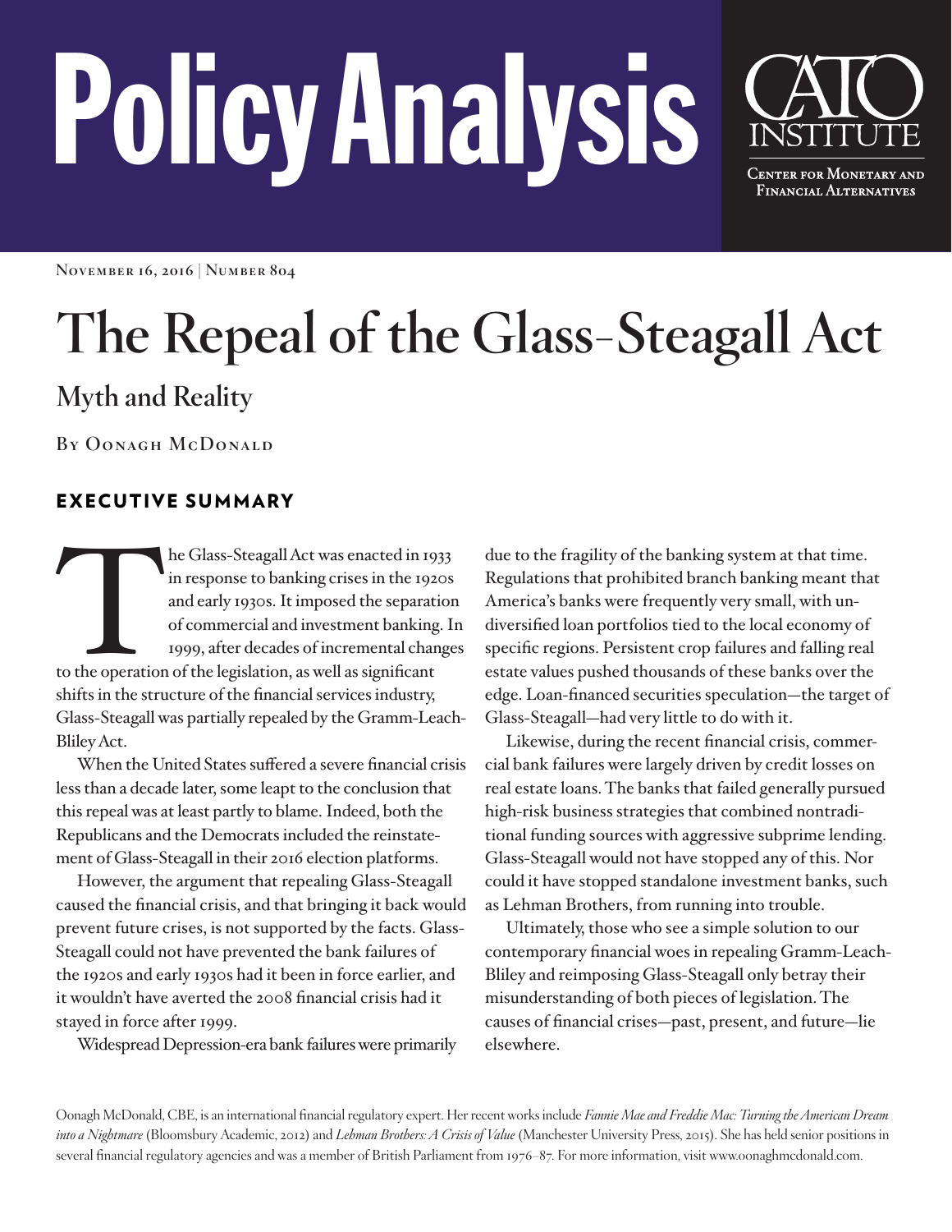# Policy Analysis

CATO INSTITUTE

Center for Monetary and Financial Alternatives

November 16, 2016 | Number 804

# The Repeal of the Glass-Steagall Act

## Myth and Reality

By Oonagh McDonald

## EXECUTIVE SUMMARY

The Glass-Steagall Act was enacted in 1933 in response to banking crises in the 1920s and early 1930s. It imposed the separation of commercial and investment banking. In 1999, after decades of incremental changes to the operation of the legislation, as well as significant shifts in the structure of the financial services industry, Glass-Steagall was partially repealed by the Gramm-Leach-Bliley Act.

When the United States suffered a severe financial crisis less than a decade later, some leapt to the conclusion that this repeal was at least partly to blame. Indeed, both the Republicans and the Democrats included the reinstatement of Glass-Steagall in their 2016 election platforms.

However, the argument that repealing Glass-Steagall caused the financial crisis, and that bringing it back would prevent future crises, is not supported by the facts. Glass-Steagall could not have prevented the bank failures of the 1920s and early 1930s had it been in force earlier, and it wouldn't have averted the 2008 financial crisis had it stayed in force after 1999.

Widespread Depression-era bank failures were primarily due to the fragility of the banking system at that time. Regulations that prohibited branch banking meant that America's banks were frequently very small, with undiversified loan portfolios tied to the local economy of specific regions. Persistent crop failures and falling real estate values pushed thousands of these banks over the edge. Loan-financed securities speculation—the target of Glass-Steagall—had very little to do with it.

Likewise, during the recent financial crisis, commercial bank failures were largely driven by credit losses on real estate loans. The banks that failed generally pursued high-risk business strategies that combined nontraditional funding sources with aggressive subprime lending. Glass-Steagall would not have stopped any of this. Nor could it have stopped standalone investment banks, such as Lehman Brothers, from running into trouble.

Ultimately, those who see a simple solution to our contemporary financial woes in repealing Gramm-Leach-Bliley and reimposing Glass-Steagall only betray their misunderstanding of both pieces of legislation. The causes of financial crises—past, present, and future—lie elsewhere.

Oonagh McDonald, CBE, is an international financial regulatory expert. Her recent works include *Fannie Mae and Freddie Mac: Turning the American Dream into a Nightmare* (Bloomsbury Academic, 2012) and *Lehman Brothers: A Crisis of Value* (Manchester University Press, 2015). She has held senior positions in several financial regulatory agencies and was a member of British Parliament from 1976–87. For more information, visit www.oonaghmcdonald.com.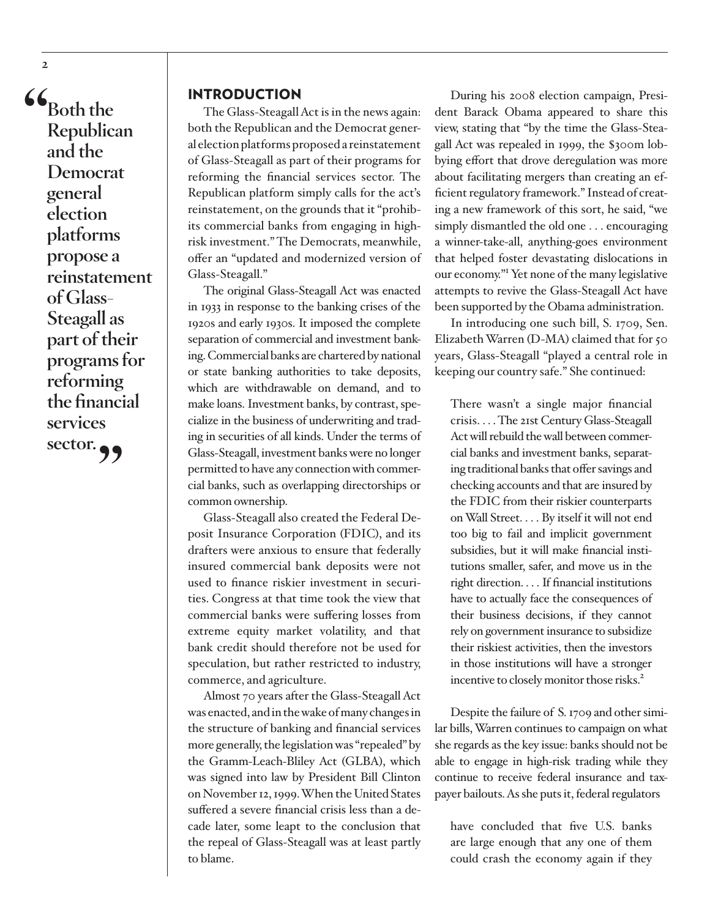> "Both the Republican and the Democrat general election platforms propose a reinstatement of Glass-Steagall as part of their programs for reforming the financial services sector."

## INTRODUCTION

The Glass-Steagall Act is in the news again: both the Republican and the Democrat general election platforms proposed a reinstatement of Glass-Steagall as part of their programs for reforming the financial services sector. The Republican platform simply calls for the act's reinstatement, on the grounds that it "prohibits commercial banks from engaging in high-risk investment." The Democrats, meanwhile, offer an "updated and modernized version of Glass-Steagall."

The original Glass-Steagall Act was enacted in 1933 in response to the banking crises of the 1920s and early 1930s. It imposed the complete separation of commercial and investment banking. Commercial banks are chartered by national or state banking authorities to take deposits, which are withdrawable on demand, and to make loans. Investment banks, by contrast, specialize in the business of underwriting and trading in securities of all kinds. Under the terms of Glass-Steagall, investment banks were no longer permitted to have any connection with commercial banks, such as overlapping directorships or common ownership.

Glass-Steagall also created the Federal Deposit Insurance Corporation (FDIC), and its drafters were anxious to ensure that federally insured commercial bank deposits were not used to finance riskier investment in securities. Congress at that time took the view that commercial banks were suffering losses from extreme equity market volatility, and that bank credit should therefore not be used for speculation, but rather restricted to industry, commerce, and agriculture.

Almost 70 years after the Glass-Steagall Act was enacted, and in the wake of many changes in the structure of banking and financial services more generally, the legislation was "repealed" by the Gramm-Leach-Bliley Act (GLBA), which was signed into law by President Bill Clinton on November 12, 1999. When the United States suffered a severe financial crisis less than a decade later, some leapt to the conclusion that the repeal of Glass-Steagall was at least partly to blame.

During his 2008 election campaign, President Barack Obama appeared to share this view, stating that "by the time the Glass-Steagall Act was repealed in 1999, the $300m lobbying effort that drove deregulation was more about facilitating mergers than creating an efficient regulatory framework." Instead of creating a new framework of this sort, he said, "we simply dismantled the old one . . . encouraging a winner-take-all, anything-goes environment that helped foster devastating dislocations in our economy."[1] Yet none of the many legislative attempts to revive the Glass-Steagall Act have been supported by the Obama administration.

In introducing one such bill, S. 1709, Sen. Elizabeth Warren (D-MA) claimed that for 50 years, Glass-Steagall "played a central role in keeping our country safe." She continued:

> There wasn't a single major financial crisis. . . . The 21st Century Glass-Steagall Act will rebuild the wall between commercial banks and investment banks, separating traditional banks that offer savings and checking accounts and that are insured by the FDIC from their riskier counterparts on Wall Street. . . . By itself it will not end too big to fail and implicit government subsidies, but it will make financial institutions smaller, safer, and move us in the right direction. . . . If financial institutions have to actually face the consequences of their business decisions, if they cannot rely on government insurance to subsidize their riskiest activities, then the investors in those institutions will have a stronger incentive to closely monitor those risks.[2]

Despite the failure of S. 1709 and other similar bills, Warren continues to campaign on what she regards as the key issue: banks should not be able to engage in high-risk trading while they continue to receive federal insurance and taxpayer bailouts. As she puts it, federal regulators

> have concluded that five U.S. banks are large enough that any one of them could crash the economy again if they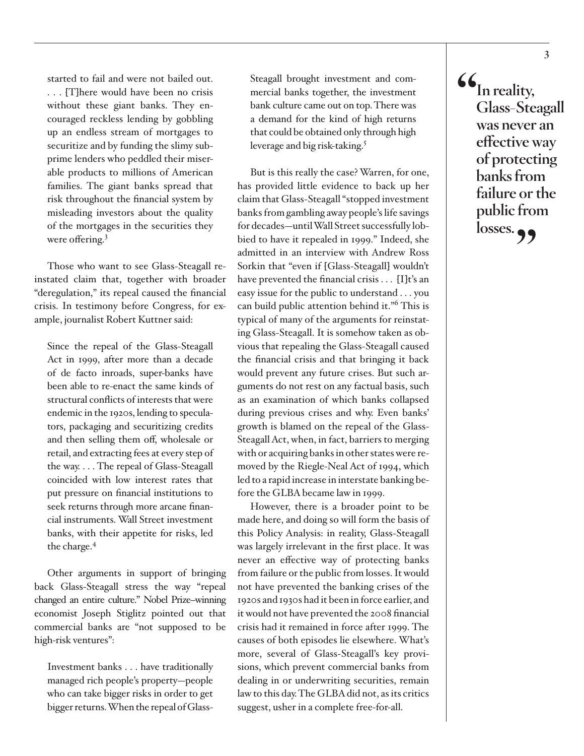started to fail and were not bailed out. . . . [T]here would have been no crisis without these giant banks. They encouraged reckless lending by gobbling up an endless stream of mortgages to securitize and by funding the slimy subprime lenders who peddled their miserable products to millions of American families. The giant banks spread that risk throughout the financial system by misleading investors about the quality of the mortgages in the securities they were offering.[3]

Those who want to see Glass-Steagall reinstated claim that, together with broader "deregulation," its repeal caused the financial crisis. In testimony before Congress, for example, journalist Robert Kuttner said:

> Since the repeal of the Glass-Steagall Act in 1999, after more than a decade of de facto inroads, super-banks have been able to re-enact the same kinds of structural conflicts of interests that were endemic in the 1920s, lending to speculators, packaging and securitizing credits and then selling them off, wholesale or retail, and extracting fees at every step of the way. . . . The repeal of Glass-Steagall coincided with low interest rates that put pressure on financial institutions to seek returns through more arcane financial instruments. Wall Street investment banks, with their appetite for risks, led the charge.[4]

Other arguments in support of bringing back Glass-Steagall stress the way "repeal changed an entire culture." Nobel Prize–winning economist Joseph Stiglitz pointed out that commercial banks are "not supposed to be high-risk ventures":

> Investment banks . . . have traditionally managed rich people's property—people who can take bigger risks in order to get bigger returns. When the repeal of Glass-Steagall brought investment and commercial banks together, the investment bank culture came out on top. There was a demand for the kind of high returns that could be obtained only through high leverage and big risk-taking.[5]

But is this really the case? Warren, for one, has provided little evidence to back up her claim that Glass-Steagall "stopped investment banks from gambling away people's life savings for decades—until Wall Street successfully lobbied to have it repealed in 1999." Indeed, she admitted in an interview with Andrew Ross Sorkin that "even if [Glass-Steagall] wouldn't have prevented the financial crisis . . . [I]t's an easy issue for the public to understand . . . you can build public attention behind it."[6] This is typical of many of the arguments for reinstating Glass-Steagall. It is somehow taken as obvious that repealing the Glass-Steagall caused the financial crisis and that bringing it back would prevent any future crises. But such arguments do not rest on any factual basis, such as an examination of which banks collapsed during previous crises and why. Even banks' growth is blamed on the repeal of the Glass-Steagall Act, when, in fact, barriers to merging with or acquiring banks in other states were removed by the Riegle-Neal Act of 1994, which led to a rapid increase in interstate banking before the GLBA became law in 1999.

However, there is a broader point to be made here, and doing so will form the basis of this Policy Analysis: in reality, Glass-Steagall was largely irrelevant in the first place. It was never an effective way of protecting banks from failure or the public from losses. It would not have prevented the banking crises of the 1920s and 1930s had it been in force earlier, and it would not have prevented the 2008 financial crisis had it remained in force after 1999. The causes of both episodes lie elsewhere. What's more, several of Glass-Steagall's key provisions, which prevent commercial banks from dealing in or underwriting securities, remain law to this day. The GLBA did not, as its critics suggest, usher in a complete free-for-all.

> **"In reality, Glass-Steagall was never an effective way of protecting banks from failure or the public from losses."**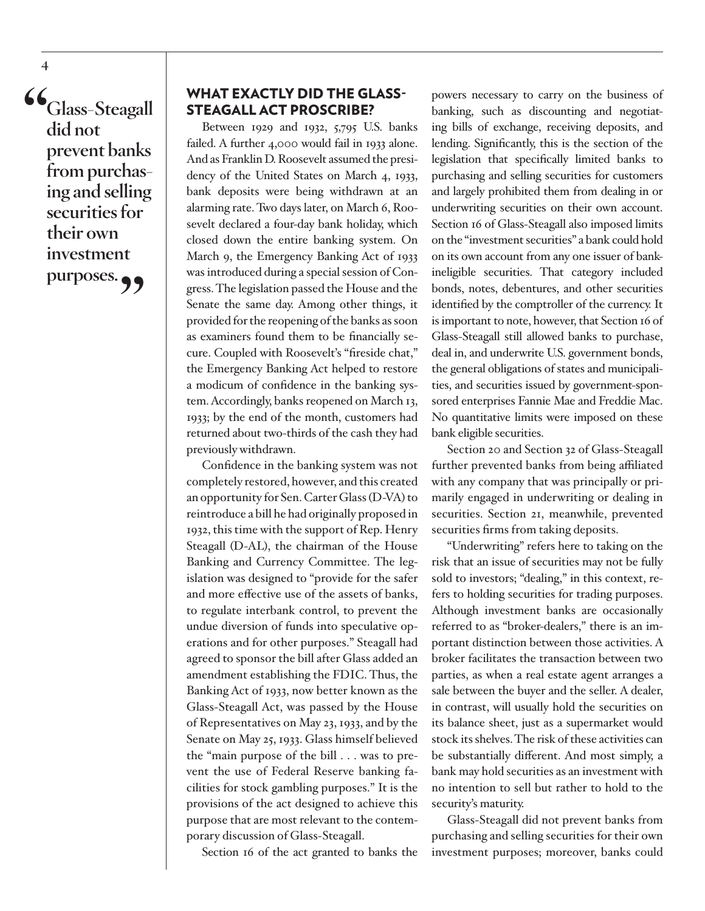> "Glass-Steagall did not prevent banks from purchasing and selling securities for their own investment purposes."

## WHAT EXACTLY DID THE GLASS-STEAGALL ACT PROSCRIBE?

Between 1929 and 1932, 5,795 U.S. banks failed. A further 4,000 would fail in 1933 alone. And as Franklin D. Roosevelt assumed the presidency of the United States on March 4, 1933, bank deposits were being withdrawn at an alarming rate. Two days later, on March 6, Roosevelt declared a four-day bank holiday, which closed down the entire banking system. On March 9, the Emergency Banking Act of 1933 was introduced during a special session of Congress. The legislation passed the House and the Senate the same day. Among other things, it provided for the reopening of the banks as soon as examiners found them to be financially secure. Coupled with Roosevelt's "fireside chat," the Emergency Banking Act helped to restore a modicum of confidence in the banking system. Accordingly, banks reopened on March 13, 1933; by the end of the month, customers had returned about two-thirds of the cash they had previously withdrawn.

Confidence in the banking system was not completely restored, however, and this created an opportunity for Sen. Carter Glass (D-VA) to reintroduce a bill he had originally proposed in 1932, this time with the support of Rep. Henry Steagall (D-AL), the chairman of the House Banking and Currency Committee. The legislation was designed to "provide for the safer and more effective use of the assets of banks, to regulate interbank control, to prevent the undue diversion of funds into speculative operations and for other purposes." Steagall had agreed to sponsor the bill after Glass added an amendment establishing the FDIC. Thus, the Banking Act of 1933, now better known as the Glass-Steagall Act, was passed by the House of Representatives on May 23, 1933, and by the Senate on May 25, 1933. Glass himself believed the "main purpose of the bill . . . was to prevent the use of Federal Reserve banking facilities for stock gambling purposes." It is the provisions of the act designed to achieve this purpose that are most relevant to the contemporary discussion of Glass-Steagall.

Section 16 of the act granted to banks the powers necessary to carry on the business of banking, such as discounting and negotiating bills of exchange, receiving deposits, and lending. Significantly, this is the section of the legislation that specifically limited banks to purchasing and selling securities for customers and largely prohibited them from dealing in or underwriting securities on their own account. Section 16 of Glass-Steagall also imposed limits on the "investment securities" a bank could hold on its own account from any one issuer of bank-ineligible securities. That category included bonds, notes, debentures, and other securities identified by the comptroller of the currency. It is important to note, however, that Section 16 of Glass-Steagall still allowed banks to purchase, deal in, and underwrite U.S. government bonds, the general obligations of states and municipalities, and securities issued by government-sponsored enterprises Fannie Mae and Freddie Mac. No quantitative limits were imposed on these bank eligible securities.

Section 20 and Section 32 of Glass-Steagall further prevented banks from being affiliated with any company that was principally or primarily engaged in underwriting or dealing in securities. Section 21, meanwhile, prevented securities firms from taking deposits.

"Underwriting" refers here to taking on the risk that an issue of securities may not be fully sold to investors; "dealing," in this context, refers to holding securities for trading purposes. Although investment banks are occasionally referred to as "broker-dealers," there is an important distinction between those activities. A broker facilitates the transaction between two parties, as when a real estate agent arranges a sale between the buyer and the seller. A dealer, in contrast, will usually hold the securities on its balance sheet, just as a supermarket would stock its shelves. The risk of these activities can be substantially different. And most simply, a bank may hold securities as an investment with no intention to sell but rather to hold to the security's maturity.

Glass-Steagall did not prevent banks from purchasing and selling securities for their own investment purposes; moreover, banks could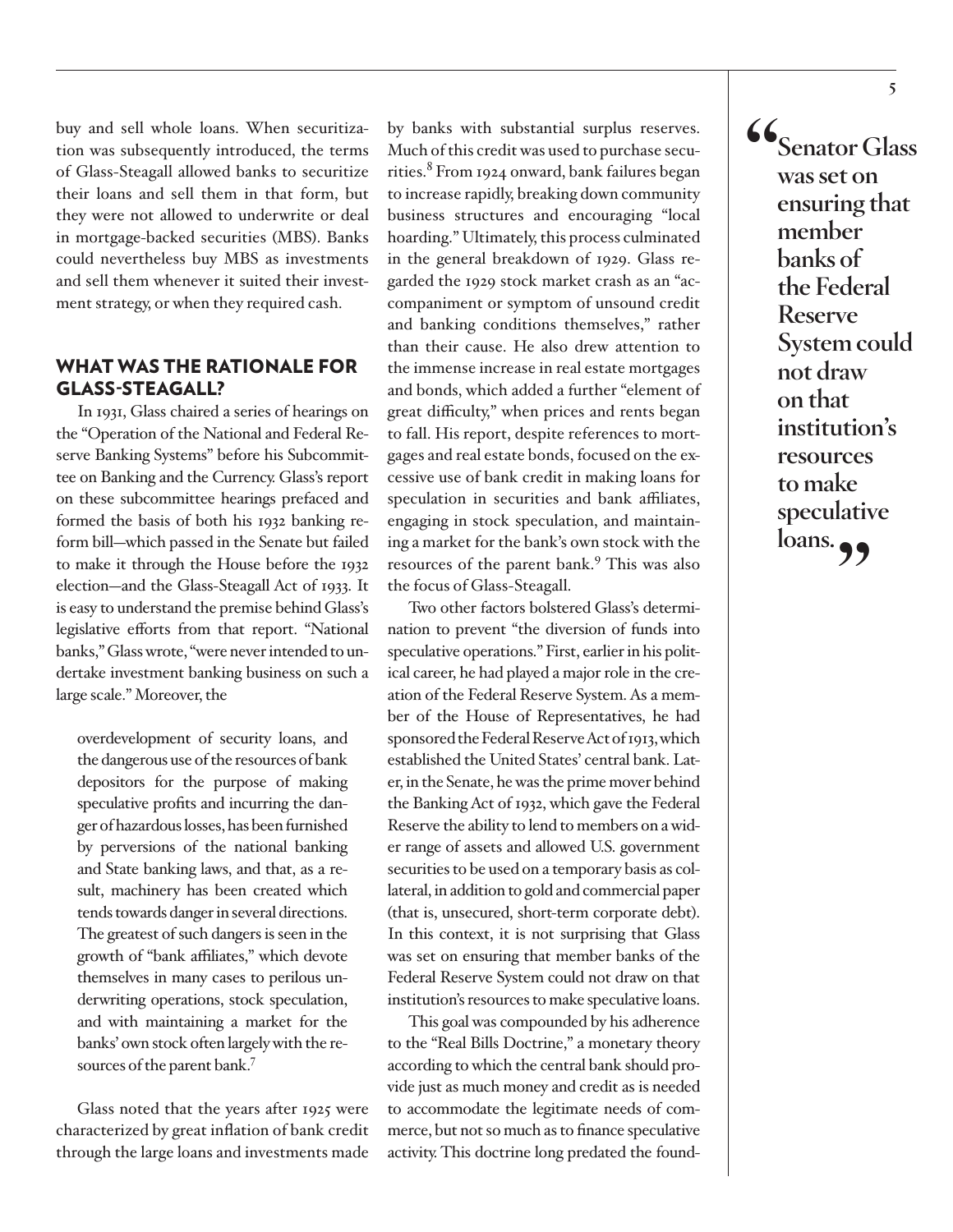buy and sell whole loans. When securitization was subsequently introduced, the terms of Glass-Steagall allowed banks to securitize their loans and sell them in that form, but they were not allowed to underwrite or deal in mortgage-backed securities (MBS). Banks could nevertheless buy MBS as investments and sell them whenever it suited their investment strategy, or when they required cash.

## WHAT WAS THE RATIONALE FOR GLASS-STEAGALL?

In 1931, Glass chaired a series of hearings on the "Operation of the National and Federal Reserve Banking Systems" before his Subcommittee on Banking and the Currency. Glass's report on these subcommittee hearings prefaced and formed the basis of both his 1932 banking reform bill—which passed in the Senate but failed to make it through the House before the 1932 election—and the Glass-Steagall Act of 1933. It is easy to understand the premise behind Glass's legislative efforts from that report. "National banks," Glass wrote, "were never intended to undertake investment banking business on such a large scale." Moreover, the

> overdevelopment of security loans, and the dangerous use of the resources of bank depositors for the purpose of making speculative profits and incurring the danger of hazardous losses, has been furnished by perversions of the national banking and State banking laws, and that, as a result, machinery has been created which tends towards danger in several directions. The greatest of such dangers is seen in the growth of "bank affiliates," which devote themselves in many cases to perilous underwriting operations, stock speculation, and with maintaining a market for the banks' own stock often largely with the resources of the parent bank.[7]

Glass noted that the years after 1925 were characterized by great inflation of bank credit through the large loans and investments made by banks with substantial surplus reserves. Much of this credit was used to purchase securities.[8] From 1924 onward, bank failures began to increase rapidly, breaking down community business structures and encouraging "local hoarding." Ultimately, this process culminated in the general breakdown of 1929. Glass regarded the 1929 stock market crash as an "accompaniment or symptom of unsound credit and banking conditions themselves," rather than their cause. He also drew attention to the immense increase in real estate mortgages and bonds, which added a further "element of great difficulty," when prices and rents began to fall. His report, despite references to mortgages and real estate bonds, focused on the excessive use of bank credit in making loans for speculation in securities and bank affiliates, engaging in stock speculation, and maintaining a market for the bank's own stock with the resources of the parent bank.[9] This was also the focus of Glass-Steagall.

Two other factors bolstered Glass's determination to prevent "the diversion of funds into speculative operations." First, earlier in his political career, he had played a major role in the creation of the Federal Reserve System. As a member of the House of Representatives, he had sponsored the Federal Reserve Act of 1913, which established the United States' central bank. Later, in the Senate, he was the prime mover behind the Banking Act of 1932, which gave the Federal Reserve the ability to lend to members on a wider range of assets and allowed U.S. government securities to be used on a temporary basis as collateral, in addition to gold and commercial paper (that is, unsecured, short-term corporate debt). In this context, it is not surprising that Glass was set on ensuring that member banks of the Federal Reserve System could not draw on that institution's resources to make speculative loans.

> **"Senator Glass was set on ensuring that member banks of the Federal Reserve System could not draw on that institution's resources to make speculative loans."**

This goal was compounded by his adherence to the "Real Bills Doctrine," a monetary theory according to which the central bank should provide just as much money and credit as is needed to accommodate the legitimate needs of commerce, but not so much as to finance speculative activity. This doctrine long predated the found-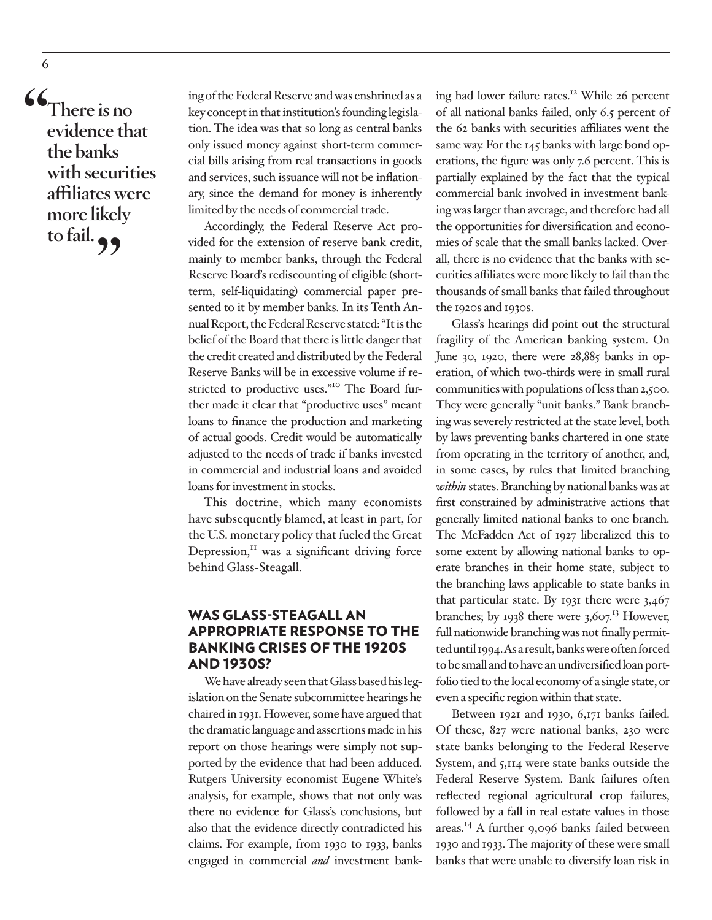> "There is no evidence that the banks with securities affiliates were more likely to fail."

ing of the Federal Reserve and was enshrined as a key concept in that institution's founding legislation. The idea was that so long as central banks only issued money against short-term commercial bills arising from real transactions in goods and services, such issuance will not be inflationary, since the demand for money is inherently limited by the needs of commercial trade.

Accordingly, the Federal Reserve Act provided for the extension of reserve bank credit, mainly to member banks, through the Federal Reserve Board's rediscounting of eligible (short-term, self-liquidating) commercial paper presented to it by member banks. In its Tenth Annual Report, the Federal Reserve stated: "It is the belief of the Board that there is little danger that the credit created and distributed by the Federal Reserve Banks will be in excessive volume if restricted to productive uses."[10] The Board further made it clear that "productive uses" meant loans to finance the production and marketing of actual goods. Credit would be automatically adjusted to the needs of trade if banks invested in commercial and industrial loans and avoided loans for investment in stocks.

This doctrine, which many economists have subsequently blamed, at least in part, for the U.S. monetary policy that fueled the Great Depression,[11] was a significant driving force behind Glass-Steagall.

## WAS GLASS-STEAGALL AN APPROPRIATE RESPONSE TO THE BANKING CRISES OF THE 1920S AND 1930S?

We have already seen that Glass based his legislation on the Senate subcommittee hearings he chaired in 1931. However, some have argued that the dramatic language and assertions made in his report on those hearings were simply not supported by the evidence that had been adduced. Rutgers University economist Eugene White's analysis, for example, shows that not only was there no evidence for Glass's conclusions, but also that the evidence directly contradicted his claims. For example, from 1930 to 1933, banks engaged in commercial *and* investment banking had lower failure rates.[12] While 26 percent of all national banks failed, only 6.5 percent of the 62 banks with securities affiliates went the same way. For the 145 banks with large bond operations, the figure was only 7.6 percent. This is partially explained by the fact that the typical commercial bank involved in investment banking was larger than average, and therefore had all the opportunities for diversification and economies of scale that the small banks lacked. Overall, there is no evidence that the banks with securities affiliates were more likely to fail than the thousands of small banks that failed throughout the 1920s and 1930s.

Glass's hearings did point out the structural fragility of the American banking system. On June 30, 1920, there were 28,885 banks in operation, of which two-thirds were in small rural communities with populations of less than 2,500. They were generally "unit banks." Bank branching was severely restricted at the state level, both by laws preventing banks chartered in one state from operating in the territory of another, and, in some cases, by rules that limited branching *within* states. Branching by national banks was at first constrained by administrative actions that generally limited national banks to one branch. The McFadden Act of 1927 liberalized this to some extent by allowing national banks to operate branches in their home state, subject to the branching laws applicable to state banks in that particular state. By 1931 there were 3,467 branches; by 1938 there were 3,607.[13] However, full nationwide branching was not finally permitted until 1994. As a result, banks were often forced to be small and to have an undiversified loan portfolio tied to the local economy of a single state, or even a specific region within that state.

Between 1921 and 1930, 6,171 banks failed. Of these, 827 were national banks, 230 were state banks belonging to the Federal Reserve System, and 5,114 were state banks outside the Federal Reserve System. Bank failures often reflected regional agricultural crop failures, followed by a fall in real estate values in those areas.[14] A further 9,096 banks failed between 1930 and 1933. The majority of these were small banks that were unable to diversify loan risk in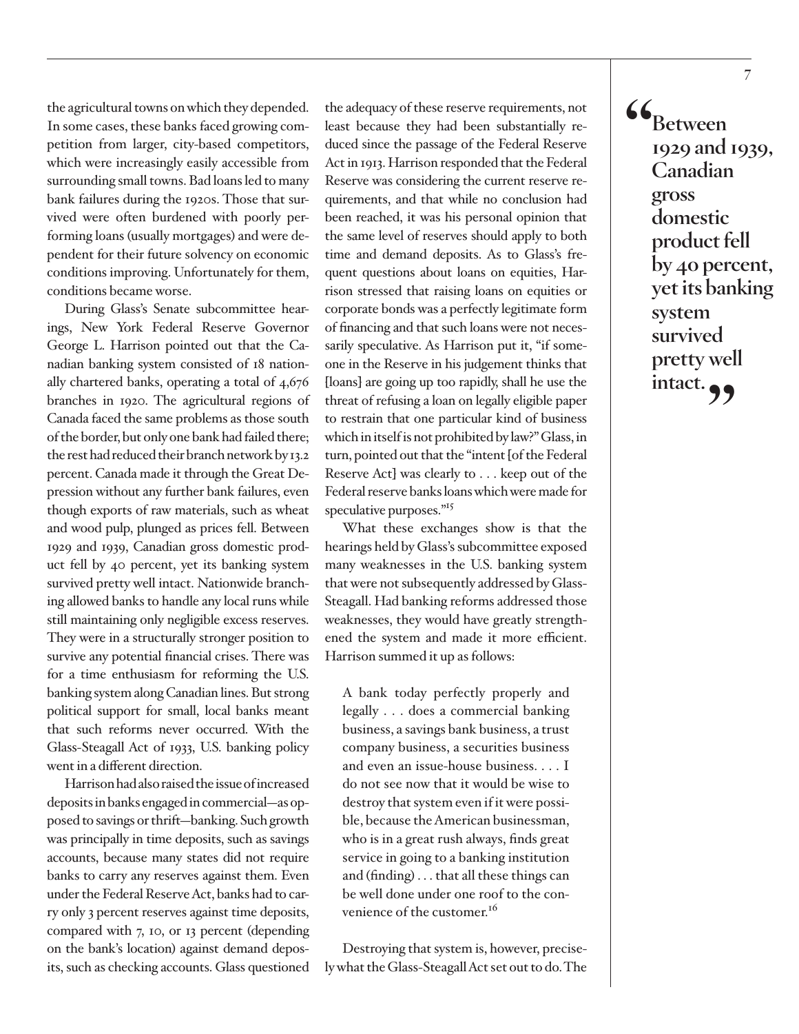the agricultural towns on which they depended. In some cases, these banks faced growing competition from larger, city-based competitors, which were increasingly easily accessible from surrounding small towns. Bad loans led to many bank failures during the 1920s. Those that survived were often burdened with poorly performing loans (usually mortgages) and were dependent for their future solvency on economic conditions improving. Unfortunately for them, conditions became worse.

During Glass's Senate subcommittee hearings, New York Federal Reserve Governor George L. Harrison pointed out that the Canadian banking system consisted of 18 nationally chartered banks, operating a total of 4,676 branches in 1920. The agricultural regions of Canada faced the same problems as those south of the border, but only one bank had failed there; the rest had reduced their branch network by 13.2 percent. Canada made it through the Great Depression without any further bank failures, even though exports of raw materials, such as wheat and wood pulp, plunged as prices fell. Between 1929 and 1939, Canadian gross domestic product fell by 40 percent, yet its banking system survived pretty well intact. Nationwide branching allowed banks to handle any local runs while still maintaining only negligible excess reserves. They were in a structurally stronger position to survive any potential financial crises. There was for a time enthusiasm for reforming the U.S. banking system along Canadian lines. But strong political support for small, local banks meant that such reforms never occurred. With the Glass-Steagall Act of 1933, U.S. banking policy went in a different direction.

Harrison had also raised the issue of increased deposits in banks engaged in commercial—as opposed to savings or thrift—banking. Such growth was principally in time deposits, such as savings accounts, because many states did not require banks to carry any reserves against them. Even under the Federal Reserve Act, banks had to carry only 3 percent reserves against time deposits, compared with 7, 10, or 13 percent (depending on the bank's location) against demand deposits, such as checking accounts. Glass questioned the adequacy of these reserve requirements, not least because they had been substantially reduced since the passage of the Federal Reserve Act in 1913. Harrison responded that the Federal Reserve was considering the current reserve requirements, and that while no conclusion had been reached, it was his personal opinion that the same level of reserves should apply to both time and demand deposits. As to Glass's frequent questions about loans on equities, Harrison stressed that raising loans on equities or corporate bonds was a perfectly legitimate form of financing and that such loans were not necessarily speculative. As Harrison put it, "if someone in the Reserve in his judgement thinks that [loans] are going up too rapidly, shall he use the threat of refusing a loan on legally eligible paper to restrain that one particular kind of business which in itself is not prohibited by law?" Glass, in turn, pointed out that the "intent [of the Federal Reserve Act] was clearly to . . . keep out of the Federal reserve banks loans which were made for speculative purposes."[15]

What these exchanges show is that the hearings held by Glass's subcommittee exposed many weaknesses in the U.S. banking system that were not subsequently addressed by Glass-Steagall. Had banking reforms addressed those weaknesses, they would have greatly strengthened the system and made it more efficient. Harrison summed it up as follows:

> A bank today perfectly properly and legally . . . does a commercial banking business, a savings bank business, a trust company business, a securities business and even an issue-house business. . . . I do not see now that it would be wise to destroy that system even if it were possible, because the American businessman, who is in a great rush always, finds great service in going to a banking institution and (finding) . . . that all these things can be well done under one roof to the convenience of the customer.[16]

Destroying that system is, however, precisely what the Glass-Steagall Act set out to do. The

> **"Between 1929 and 1939, Canadian gross domestic product fell by 40 percent, yet its banking system survived pretty well intact."**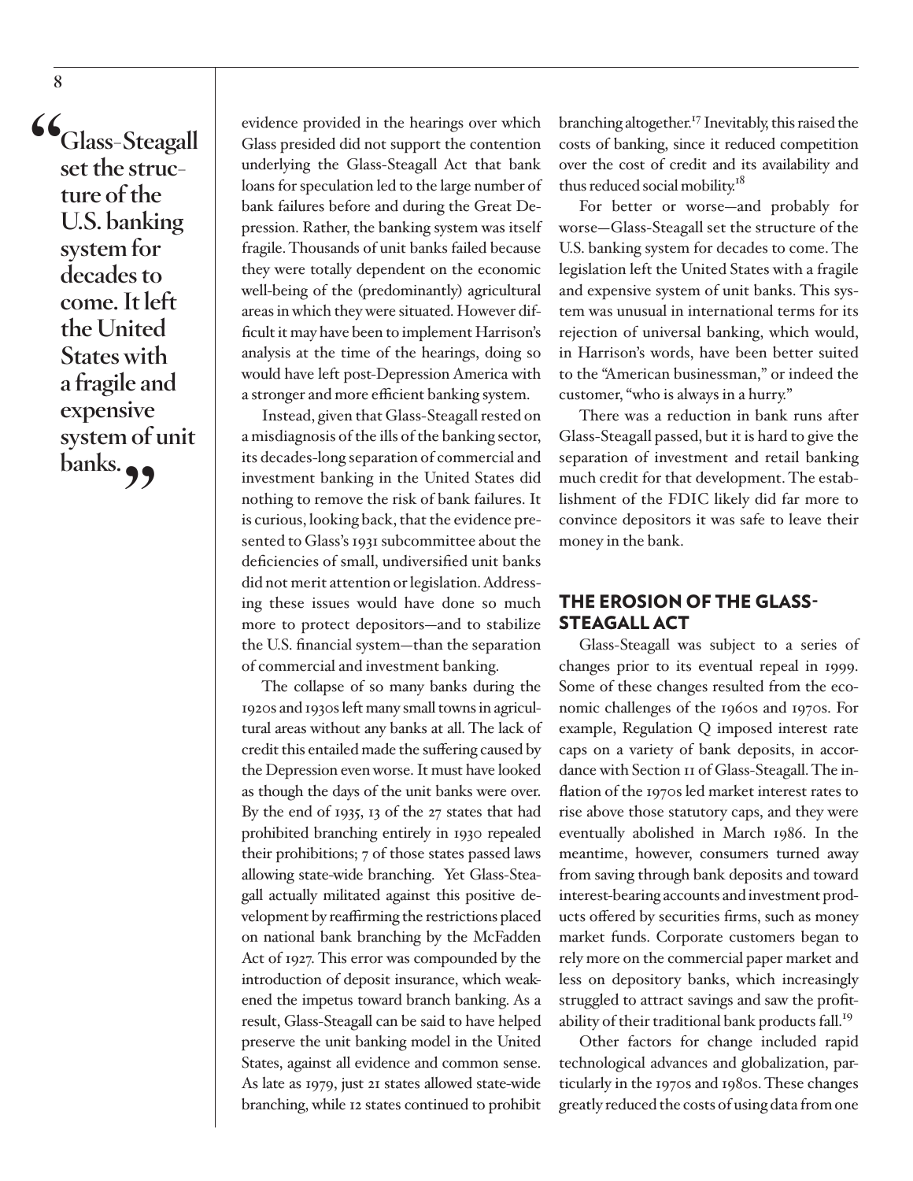> "Glass-Steagall set the structure of the U.S. banking system for decades to come. It left the United States with a fragile and expensive system of unit banks."

evidence provided in the hearings over which Glass presided did not support the contention underlying the Glass-Steagall Act that bank loans for speculation led to the large number of bank failures before and during the Great Depression. Rather, the banking system was itself fragile. Thousands of unit banks failed because they were totally dependent on the economic well-being of the (predominantly) agricultural areas in which they were situated. However difficult it may have been to implement Harrison's analysis at the time of the hearings, doing so would have left post-Depression America with a stronger and more efficient banking system.

Instead, given that Glass-Steagall rested on a misdiagnosis of the ills of the banking sector, its decades-long separation of commercial and investment banking in the United States did nothing to remove the risk of bank failures. It is curious, looking back, that the evidence presented to Glass's 1931 subcommittee about the deficiencies of small, undiversified unit banks did not merit attention or legislation. Addressing these issues would have done so much more to protect depositors—and to stabilize the U.S. financial system—than the separation of commercial and investment banking.

The collapse of so many banks during the 1920s and 1930s left many small towns in agricultural areas without any banks at all. The lack of credit this entailed made the suffering caused by the Depression even worse. It must have looked as though the days of the unit banks were over. By the end of 1935, 13 of the 27 states that had prohibited branching entirely in 1930 repealed their prohibitions; 7 of those states passed laws allowing state-wide branching. Yet Glass-Steagall actually militated against this positive development by reaffirming the restrictions placed on national bank branching by the McFadden Act of 1927. This error was compounded by the introduction of deposit insurance, which weakened the impetus toward branch banking. As a result, Glass-Steagall can be said to have helped preserve the unit banking model in the United States, against all evidence and common sense. As late as 1979, just 21 states allowed state-wide branching, while 12 states continued to prohibit branching altogether.[17] Inevitably, this raised the costs of banking, since it reduced competition over the cost of credit and its availability and thus reduced social mobility.[18]

For better or worse—and probably for worse—Glass-Steagall set the structure of the U.S. banking system for decades to come. The legislation left the United States with a fragile and expensive system of unit banks. This system was unusual in international terms for its rejection of universal banking, which would, in Harrison's words, have been better suited to the "American businessman," or indeed the customer, "who is always in a hurry."

There was a reduction in bank runs after Glass-Steagall passed, but it is hard to give the separation of investment and retail banking much credit for that development. The establishment of the FDIC likely did far more to convince depositors it was safe to leave their money in the bank.

## THE EROSION OF THE GLASS-STEAGALL ACT

Glass-Steagall was subject to a series of changes prior to its eventual repeal in 1999. Some of these changes resulted from the economic challenges of the 1960s and 1970s. For example, Regulation Q imposed interest rate caps on a variety of bank deposits, in accordance with Section 11 of Glass-Steagall. The inflation of the 1970s led market interest rates to rise above those statutory caps, and they were eventually abolished in March 1986. In the meantime, however, consumers turned away from saving through bank deposits and toward interest-bearing accounts and investment products offered by securities firms, such as money market funds. Corporate customers began to rely more on the commercial paper market and less on depository banks, which increasingly struggled to attract savings and saw the profitability of their traditional bank products fall.[19]

Other factors for change included rapid technological advances and globalization, particularly in the 1970s and 1980s. These changes greatly reduced the costs of using data from one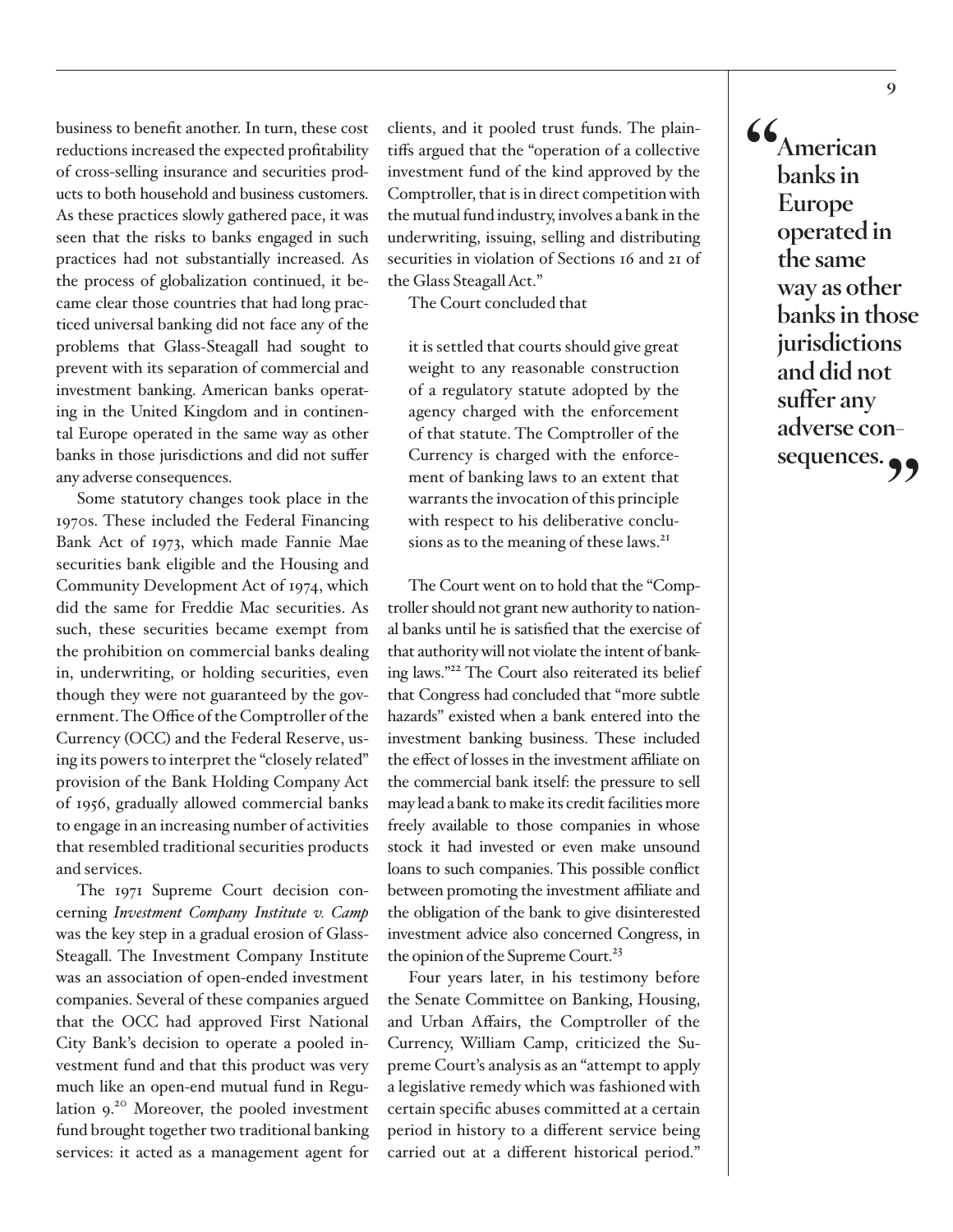business to benefit another. In turn, these cost reductions increased the expected profitability of cross-selling insurance and securities products to both household and business customers. As these practices slowly gathered pace, it was seen that the risks to banks engaged in such practices had not substantially increased. As the process of globalization continued, it became clear those countries that had long practiced universal banking did not face any of the problems that Glass-Steagall had sought to prevent with its separation of commercial and investment banking. American banks operating in the United Kingdom and in continental Europe operated in the same way as other banks in those jurisdictions and did not suffer any adverse consequences.

Some statutory changes took place in the 1970s. These included the Federal Financing Bank Act of 1973, which made Fannie Mae securities bank eligible and the Housing and Community Development Act of 1974, which did the same for Freddie Mac securities. As such, these securities became exempt from the prohibition on commercial banks dealing in, underwriting, or holding securities, even though they were not guaranteed by the government. The Office of the Comptroller of the Currency (OCC) and the Federal Reserve, using its powers to interpret the "closely related" provision of the Bank Holding Company Act of 1956, gradually allowed commercial banks to engage in an increasing number of activities that resembled traditional securities products and services.

The 1971 Supreme Court decision concerning ***Investment Company Institute v. Camp*** was the key step in a gradual erosion of Glass-Steagall. The Investment Company Institute was an association of open-ended investment companies. Several of these companies argued that the OCC had approved First National City Bank's decision to operate a pooled investment fund and that this product was very much like an open-end mutual fund in Regulation 9.[20] Moreover, the pooled investment fund brought together two traditional banking services: it acted as a management agent for clients, and it pooled trust funds. The plaintiffs argued that the "operation of a collective investment fund of the kind approved by the Comptroller, that is in direct competition with the mutual fund industry, involves a bank in the underwriting, issuing, selling and distributing securities in violation of Sections 16 and 21 of the Glass Steagall Act."

The Court concluded that

> it is settled that courts should give great weight to any reasonable construction of a regulatory statute adopted by the agency charged with the enforcement of that statute. The Comptroller of the Currency is charged with the enforcement of banking laws to an extent that warrants the invocation of this principle with respect to his deliberative conclusions as to the meaning of these laws.[21]

The Court went on to hold that the "Comptroller should not grant new authority to national banks until he is satisfied that the exercise of that authority will not violate the intent of banking laws."[22] The Court also reiterated its belief that Congress had concluded that "more subtle hazards" existed when a bank entered into the investment banking business. These included the effect of losses in the investment affiliate on the commercial bank itself: the pressure to sell may lead a bank to make its credit facilities more freely available to those companies in whose stock it had invested or even make unsound loans to such companies. This possible conflict between promoting the investment affiliate and the obligation of the bank to give disinterested investment advice also concerned Congress, in the opinion of the Supreme Court.[23]

Four years later, in his testimony before the Senate Committee on Banking, Housing, and Urban Affairs, the Comptroller of the Currency, William Camp, criticized the Supreme Court's analysis as an "attempt to apply a legislative remedy which was fashioned with certain specific abuses committed at a certain period in history to a different service being carried out at a different historical period."

> **"American banks in Europe operated in the same way as other banks in those jurisdictions and did not suffer any adverse consequences."**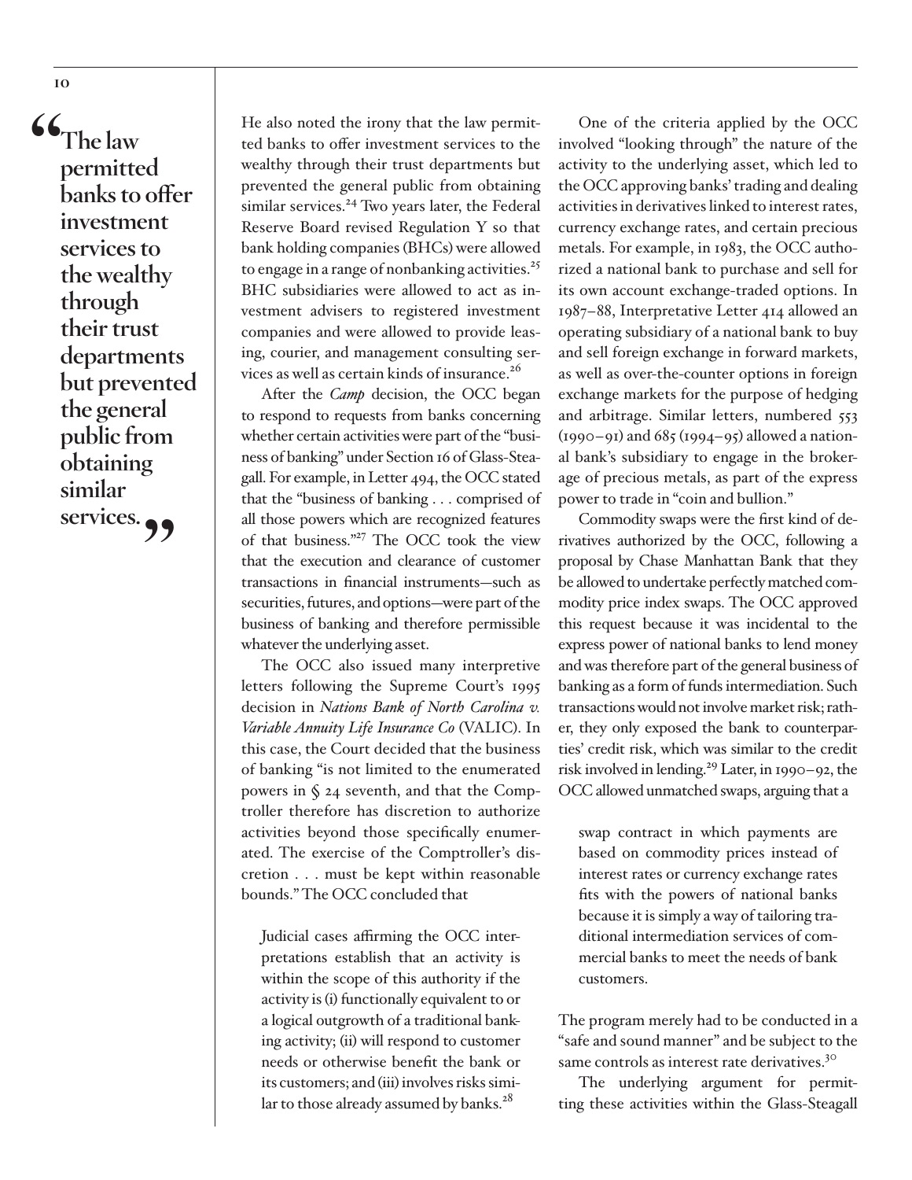> "The law permitted banks to offer investment services to the wealthy through their trust departments but prevented the general public from obtaining similar services."

He also noted the irony that the law permitted banks to offer investment services to the wealthy through their trust departments but prevented the general public from obtaining similar services.[24] Two years later, the Federal Reserve Board revised Regulation Y so that bank holding companies (BHCs) were allowed to engage in a range of nonbanking activities.[25] BHC subsidiaries were allowed to act as investment advisers to registered investment companies and were allowed to provide leasing, courier, and management consulting services as well as certain kinds of insurance.[26]

After the *Camp* decision, the OCC began to respond to requests from banks concerning whether certain activities were part of the "business of banking" under Section 16 of Glass-Steagall. For example, in Letter 494, the OCC stated that the "business of banking . . . comprised of all those powers which are recognized features of that business."[27] The OCC took the view that the execution and clearance of customer transactions in financial instruments—such as securities, futures, and options—were part of the business of banking and therefore permissible whatever the underlying asset.

The OCC also issued many interpretive letters following the Supreme Court's 1995 decision in *Nations Bank of North Carolina v. Variable Annuity Life Insurance Co* (VALIC). In this case, the Court decided that the business of banking "is not limited to the enumerated powers in § 24 seventh, and that the Comptroller therefore has discretion to authorize activities beyond those specifically enumerated. The exercise of the Comptroller's discretion . . . must be kept within reasonable bounds." The OCC concluded that

> Judicial cases affirming the OCC interpretations establish that an activity is within the scope of this authority if the activity is (i) functionally equivalent to or a logical outgrowth of a traditional banking activity; (ii) will respond to customer needs or otherwise benefit the bank or its customers; and (iii) involves risks similar to those already assumed by banks.[28]

One of the criteria applied by the OCC involved "looking through" the nature of the activity to the underlying asset, which led to the OCC approving banks' trading and dealing activities in derivatives linked to interest rates, currency exchange rates, and certain precious metals. For example, in 1983, the OCC authorized a national bank to purchase and sell for its own account exchange-traded options. In 1987–88, Interpretative Letter 414 allowed an operating subsidiary of a national bank to buy and sell foreign exchange in forward markets, as well as over-the-counter options in foreign exchange markets for the purpose of hedging and arbitrage. Similar letters, numbered 553 (1990–91) and 685 (1994–95) allowed a national bank's subsidiary to engage in the brokerage of precious metals, as part of the express power to trade in "coin and bullion."

Commodity swaps were the first kind of derivatives authorized by the OCC, following a proposal by Chase Manhattan Bank that they be allowed to undertake perfectly matched commodity price index swaps. The OCC approved this request because it was incidental to the express power of national banks to lend money and was therefore part of the general business of banking as a form of funds intermediation. Such transactions would not involve market risk; rather, they only exposed the bank to counterparties' credit risk, which was similar to the credit risk involved in lending.[29] Later, in 1990–92, the OCC allowed unmatched swaps, arguing that a

> swap contract in which payments are based on commodity prices instead of interest rates or currency exchange rates fits with the powers of national banks because it is simply a way of tailoring traditional intermediation services of commercial banks to meet the needs of bank customers.

The program merely had to be conducted in a "safe and sound manner" and be subject to the same controls as interest rate derivatives.[30]

The underlying argument for permitting these activities within the Glass-Steagall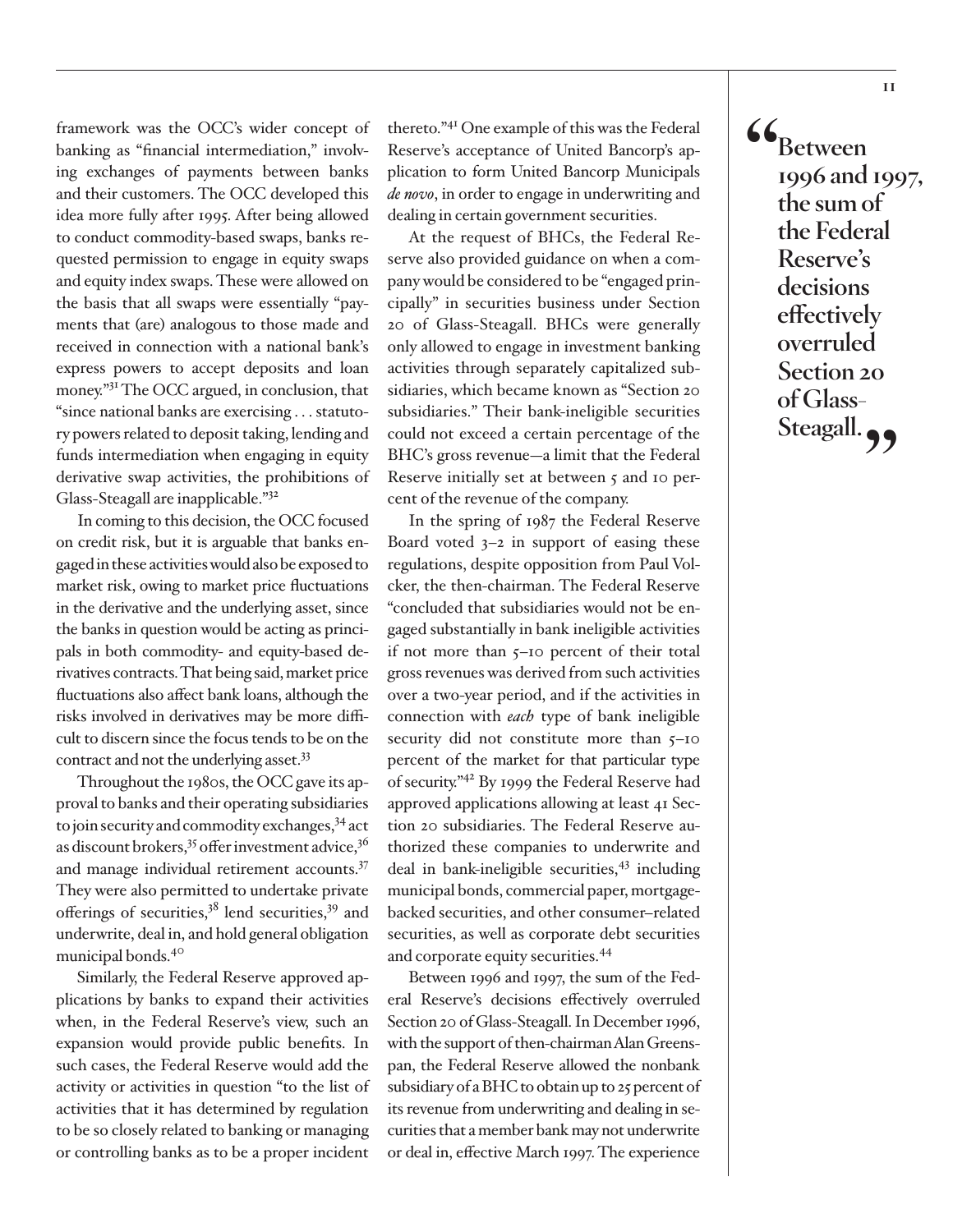framework was the OCC's wider concept of banking as "financial intermediation," involving exchanges of payments between banks and their customers. The OCC developed this idea more fully after 1995. After being allowed to conduct commodity-based swaps, banks requested permission to engage in equity swaps and equity index swaps. These were allowed on the basis that all swaps were essentially "payments that (are) analogous to those made and received in connection with a national bank's express powers to accept deposits and loan money."[31] The OCC argued, in conclusion, that "since national banks are exercising . . . statutory powers related to deposit taking, lending and funds intermediation when engaging in equity derivative swap activities, the prohibitions of Glass-Steagall are inapplicable."[32]

In coming to this decision, the OCC focused on credit risk, but it is arguable that banks engaged in these activities would also be exposed to market risk, owing to market price fluctuations in the derivative and the underlying asset, since the banks in question would be acting as principals in both commodity- and equity-based derivatives contracts. That being said, market price fluctuations also affect bank loans, although the risks involved in derivatives may be more difficult to discern since the focus tends to be on the contract and not the underlying asset.[33]

Throughout the 1980s, the OCC gave its approval to banks and their operating subsidiaries to join security and commodity exchanges,[34] act as discount brokers,[35] offer investment advice,[36] and manage individual retirement accounts.[37] They were also permitted to undertake private offerings of securities,[38] lend securities,[39] and underwrite, deal in, and hold general obligation municipal bonds.[40]

Similarly, the Federal Reserve approved applications by banks to expand their activities when, in the Federal Reserve's view, such an expansion would provide public benefits. In such cases, the Federal Reserve would add the activity or activities in question "to the list of activities that it has determined by regulation to be so closely related to banking or managing or controlling banks as to be a proper incident thereto."[41] One example of this was the Federal Reserve's acceptance of United Bancorp's application to form United Bancorp Municipals *de novo*, in order to engage in underwriting and dealing in certain government securities.

At the request of BHCs, the Federal Reserve also provided guidance on when a company would be considered to be "engaged principally" in securities business under Section 20 of Glass-Steagall. BHCs were generally only allowed to engage in investment banking activities through separately capitalized subsidiaries, which became known as "Section 20 subsidiaries." Their bank-ineligible securities could not exceed a certain percentage of the BHC's gross revenue—a limit that the Federal Reserve initially set at between 5 and 10 percent of the revenue of the company.

In the spring of 1987 the Federal Reserve Board voted 3–2 in support of easing these regulations, despite opposition from Paul Volcker, the then-chairman. The Federal Reserve "concluded that subsidiaries would not be engaged substantially in bank ineligible activities if not more than 5–10 percent of their total gross revenues was derived from such activities over a two-year period, and if the activities in connection with *each* type of bank ineligible security did not constitute more than 5–10 percent of the market for that particular type of security."[42] By 1999 the Federal Reserve had approved applications allowing at least 41 Section 20 subsidiaries. The Federal Reserve authorized these companies to underwrite and deal in bank-ineligible securities,[43] including municipal bonds, commercial paper, mortgage-backed securities, and other consumer–related securities, as well as corporate debt securities and corporate equity securities.[44]

Between 1996 and 1997, the sum of the Federal Reserve's decisions effectively overruled Section 20 of Glass-Steagall. In December 1996, with the support of then-chairman Alan Greenspan, the Federal Reserve allowed the nonbank subsidiary of a BHC to obtain up to 25 percent of its revenue from underwriting and dealing in securities that a member bank may not underwrite or deal in, effective March 1997. The experience

> **"Between 1996 and 1997, the sum of the Federal Reserve's decisions effectively overruled Section 20 of Glass-Steagall."**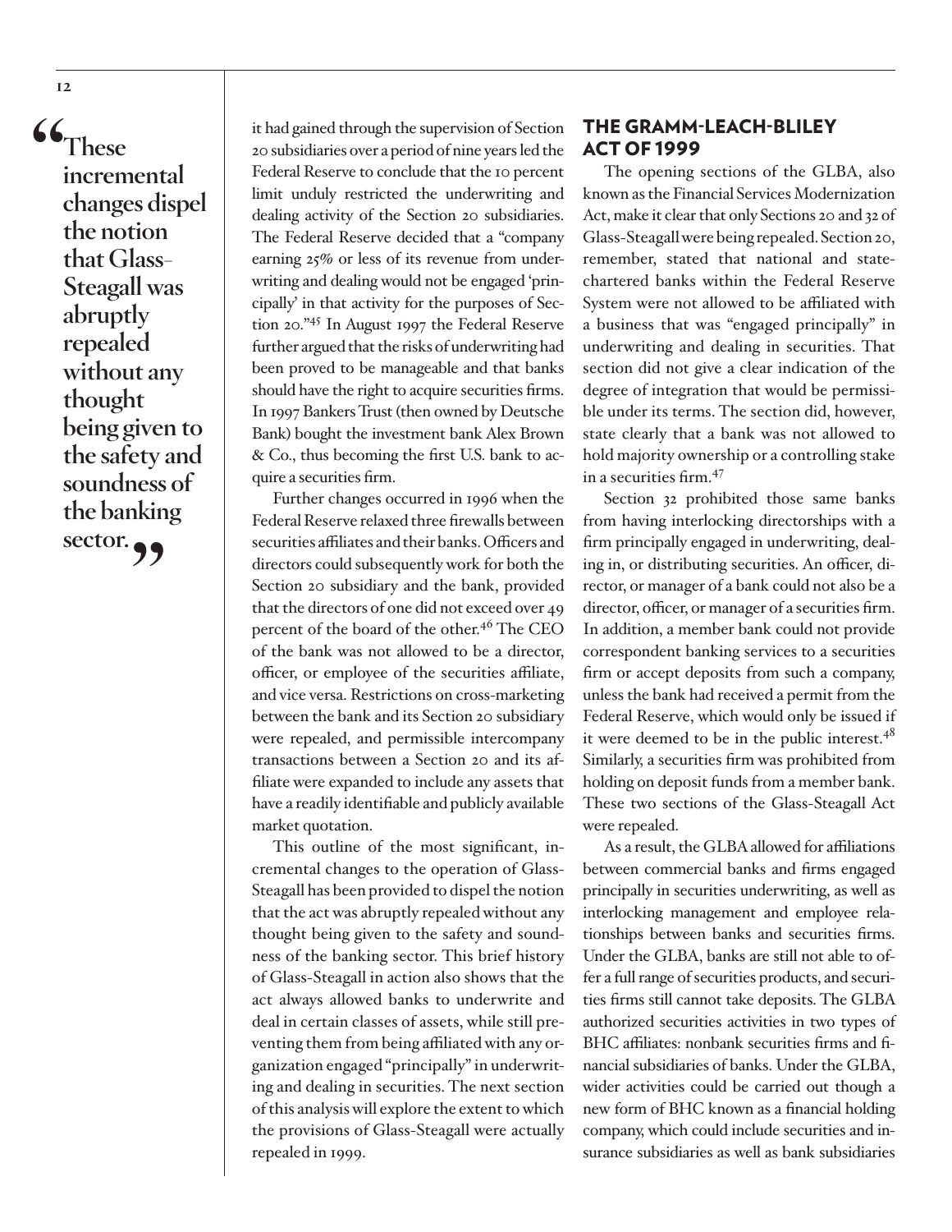> "These incremental changes dispel the notion that Glass-Steagall was abruptly repealed without any thought being given to the safety and soundness of the banking sector."

it had gained through the supervision of Section 20 subsidiaries over a period of nine years led the Federal Reserve to conclude that the 10 percent limit unduly restricted the underwriting and dealing activity of the Section 20 subsidiaries. The Federal Reserve decided that a "company earning 25% or less of its revenue from underwriting and dealing would not be engaged 'principally' in that activity for the purposes of Section 20."[45] In August 1997 the Federal Reserve further argued that the risks of underwriting had been proved to be manageable and that banks should have the right to acquire securities firms. In 1997 Bankers Trust (then owned by Deutsche Bank) bought the investment bank Alex Brown & Co., thus becoming the first U.S. bank to acquire a securities firm.

Further changes occurred in 1996 when the Federal Reserve relaxed three firewalls between securities affiliates and their banks. Officers and directors could subsequently work for both the Section 20 subsidiary and the bank, provided that the directors of one did not exceed over 49 percent of the board of the other.[46] The CEO of the bank was not allowed to be a director, officer, or employee of the securities affiliate, and vice versa. Restrictions on cross-marketing between the bank and its Section 20 subsidiary were repealed, and permissible intercompany transactions between a Section 20 and its affiliate were expanded to include any assets that have a readily identifiable and publicly available market quotation.

This outline of the most significant, incremental changes to the operation of Glass-Steagall has been provided to dispel the notion that the act was abruptly repealed without any thought being given to the safety and soundness of the banking sector. This brief history of Glass-Steagall in action also shows that the act always allowed banks to underwrite and deal in certain classes of assets, while still preventing them from being affiliated with any organization engaged "principally" in underwriting and dealing in securities. The next section of this analysis will explore the extent to which the provisions of Glass-Steagall were actually repealed in 1999.

## THE GRAMM-LEACH-BLILEY ACT OF 1999

The opening sections of the GLBA, also known as the Financial Services Modernization Act, make it clear that only Sections 20 and 32 of Glass-Steagall were being repealed. Section 20, remember, stated that national and state-chartered banks within the Federal Reserve System were not allowed to be affiliated with a business that was "engaged principally" in underwriting and dealing in securities. That section did not give a clear indication of the degree of integration that would be permissible under its terms. The section did, however, state clearly that a bank was not allowed to hold majority ownership or a controlling stake in a securities firm.[47]

Section 32 prohibited those same banks from having interlocking directorships with a firm principally engaged in underwriting, dealing in, or distributing securities. An officer, director, or manager of a bank could not also be a director, officer, or manager of a securities firm. In addition, a member bank could not provide correspondent banking services to a securities firm or accept deposits from such a company, unless the bank had received a permit from the Federal Reserve, which would only be issued if it were deemed to be in the public interest.[48] Similarly, a securities firm was prohibited from holding on deposit funds from a member bank. These two sections of the Glass-Steagall Act were repealed.

As a result, the GLBA allowed for affiliations between commercial banks and firms engaged principally in securities underwriting, as well as interlocking management and employee relationships between banks and securities firms. Under the GLBA, banks are still not able to offer a full range of securities products, and securities firms still cannot take deposits. The GLBA authorized securities activities in two types of BHC affiliates: nonbank securities firms and financial subsidiaries of banks. Under the GLBA, wider activities could be carried out though a new form of BHC known as a financial holding company, which could include securities and insurance subsidiaries as well as bank subsidiaries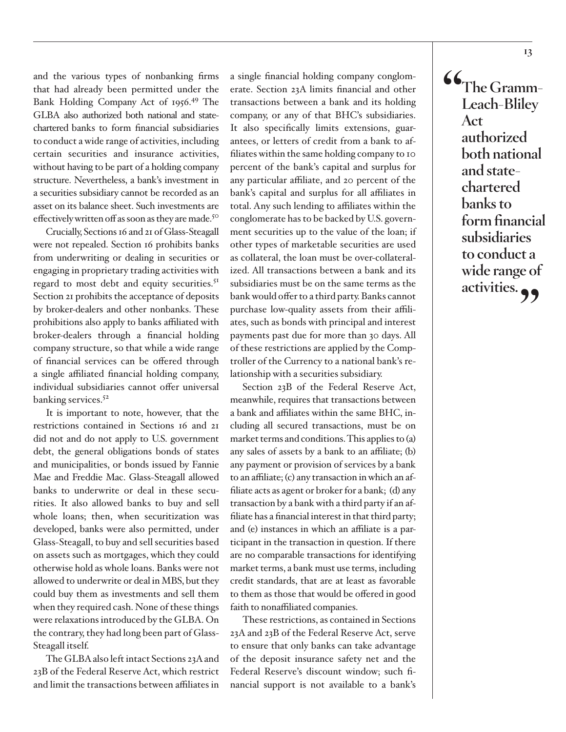and the various types of nonbanking firms that had already been permitted under the Bank Holding Company Act of 1956.[49] The GLBA also authorized both national and state-chartered banks to form financial subsidiaries to conduct a wide range of activities, including certain securities and insurance activities, without having to be part of a holding company structure. Nevertheless, a bank's investment in a securities subsidiary cannot be recorded as an asset on its balance sheet. Such investments are effectively written off as soon as they are made.[50]

Crucially, Sections 16 and 21 of Glass-Steagall were not repealed. Section 16 prohibits banks from underwriting or dealing in securities or engaging in proprietary trading activities with regard to most debt and equity securities.[51] Section 21 prohibits the acceptance of deposits by broker-dealers and other nonbanks. These prohibitions also apply to banks affiliated with broker-dealers through a financial holding company structure, so that while a wide range of financial services can be offered through a single affiliated financial holding company, individual subsidiaries cannot offer universal banking services.[52]

It is important to note, however, that the restrictions contained in Sections 16 and 21 did not and do not apply to U.S. government debt, the general obligations bonds of states and municipalities, or bonds issued by Fannie Mae and Freddie Mac. Glass-Steagall allowed banks to underwrite or deal in these securities. It also allowed banks to buy and sell whole loans; then, when securitization was developed, banks were also permitted, under Glass-Steagall, to buy and sell securities based on assets such as mortgages, which they could otherwise hold as whole loans. Banks were not allowed to underwrite or deal in MBS, but they could buy them as investments and sell them when they required cash. None of these things were relaxations introduced by the GLBA. On the contrary, they had long been part of Glass-Steagall itself.

The GLBA also left intact Sections 23A and 23B of the Federal Reserve Act, which restrict and limit the transactions between affiliates in a single financial holding company conglomerate. Section 23A limits financial and other transactions between a bank and its holding company, or any of that BHC's subsidiaries. It also specifically limits extensions, guarantees, or letters of credit from a bank to affiliates within the same holding company to 10 percent of the bank's capital and surplus for any particular affiliate, and 20 percent of the bank's capital and surplus for all affiliates in total. Any such lending to affiliates within the conglomerate has to be backed by U.S. government securities up to the value of the loan; if other types of marketable securities are used as collateral, the loan must be over-collateralized. All transactions between a bank and its subsidiaries must be on the same terms as the bank would offer to a third party. Banks cannot purchase low-quality assets from their affiliates, such as bonds with principal and interest payments past due for more than 30 days. All of these restrictions are applied by the Comptroller of the Currency to a national bank's relationship with a securities subsidiary.

Section 23B of the Federal Reserve Act, meanwhile, requires that transactions between a bank and affiliates within the same BHC, including all secured transactions, must be on market terms and conditions. This applies to (a) any sales of assets by a bank to an affiliate; (b) any payment or provision of services by a bank to an affiliate; (c) any transaction in which an affiliate acts as agent or broker for a bank; (d) any transaction by a bank with a third party if an affiliate has a financial interest in that third party; and (e) instances in which an affiliate is a participant in the transaction in question. If there are no comparable transactions for identifying market terms, a bank must use terms, including credit standards, that are at least as favorable to them as those that would be offered in good faith to nonaffiliated companies.

These restrictions, as contained in Sections 23A and 23B of the Federal Reserve Act, serve to ensure that only banks can take advantage of the deposit insurance safety net and the Federal Reserve's discount window; such financial support is not available to a bank's

> **"The Gramm-Leach-Bliley Act authorized both national and state-chartered banks to form financial subsidiaries to conduct a wide range of activities."**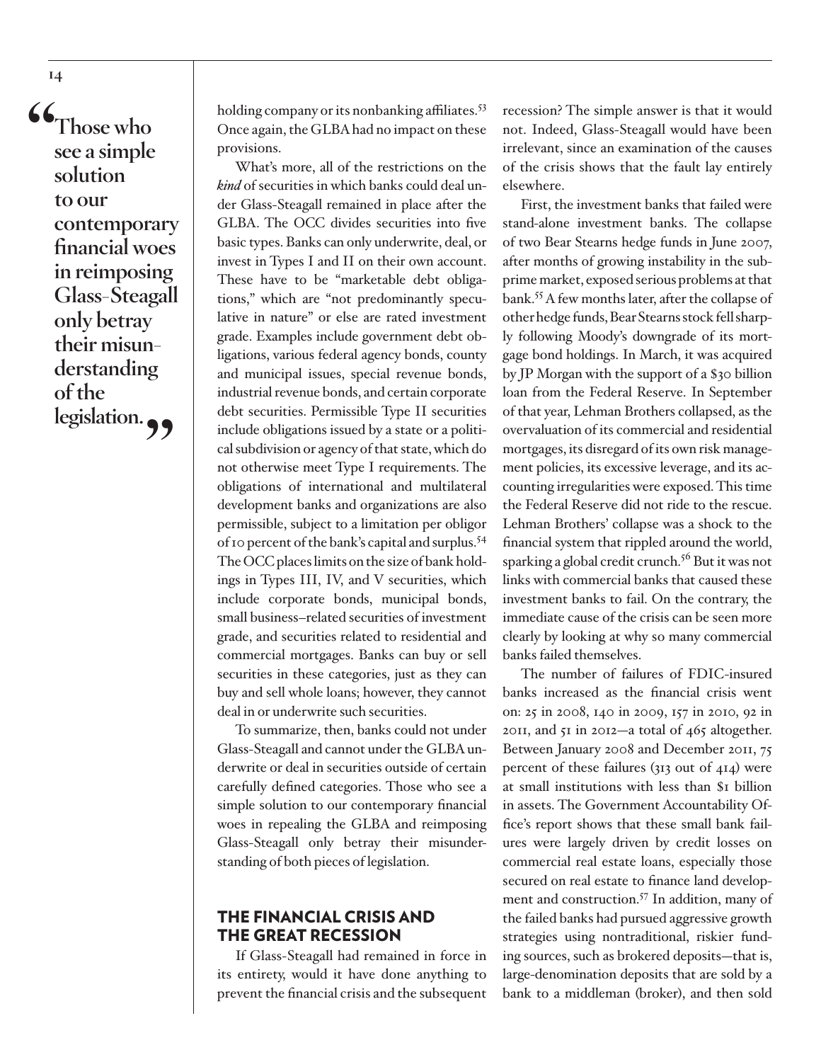> "Those who see a simple solution to our contemporary financial woes in reimposing Glass-Steagall only betray their misunderstanding of the legislation."

holding company or its nonbanking affiliates.[53] Once again, the GLBA had no impact on these provisions.

What's more, all of the restrictions on the ***kind*** of securities in which banks could deal under Glass-Steagall remained in place after the GLBA. The OCC divides securities into five basic types. Banks can only underwrite, deal, or invest in Types I and II on their own account. These have to be "marketable debt obligations," which are "not predominantly speculative in nature" or else are rated investment grade. Examples include government debt obligations, various federal agency bonds, county and municipal issues, special revenue bonds, industrial revenue bonds, and certain corporate debt securities. Permissible Type II securities include obligations issued by a state or a political subdivision or agency of that state, which do not otherwise meet Type I requirements. The obligations of international and multilateral development banks and organizations are also permissible, subject to a limitation per obligor of 10 percent of the bank's capital and surplus.[54] The OCC places limits on the size of bank holdings in Types III, IV, and V securities, which include corporate bonds, municipal bonds, small business–related securities of investment grade, and securities related to residential and commercial mortgages. Banks can buy or sell securities in these categories, just as they can buy and sell whole loans; however, they cannot deal in or underwrite such securities.

To summarize, then, banks could not under Glass-Steagall and cannot under the GLBA underwrite or deal in securities outside of certain carefully defined categories. Those who see a simple solution to our contemporary financial woes in repealing the GLBA and reimposing Glass-Steagall only betray their misunderstanding of both pieces of legislation.

## THE FINANCIAL CRISIS AND THE GREAT RECESSION

If Glass-Steagall had remained in force in its entirety, would it have done anything to prevent the financial crisis and the subsequent recession? The simple answer is that it would not. Indeed, Glass-Steagall would have been irrelevant, since an examination of the causes of the crisis shows that the fault lay entirely elsewhere.

First, the investment banks that failed were stand-alone investment banks. The collapse of two Bear Stearns hedge funds in June 2007, after months of growing instability in the subprime market, exposed serious problems at that bank.[55] A few months later, after the collapse of other hedge funds, Bear Stearns stock fell sharply following Moody's downgrade of its mortgage bond holdings. In March, it was acquired by JP Morgan with the support of a $30 billion loan from the Federal Reserve. In September of that year, Lehman Brothers collapsed, as the overvaluation of its commercial and residential mortgages, its disregard of its own risk management policies, its excessive leverage, and its accounting irregularities were exposed. This time the Federal Reserve did not ride to the rescue. Lehman Brothers' collapse was a shock to the financial system that rippled around the world, sparking a global credit crunch.[56] But it was not links with commercial banks that caused these investment banks to fail. On the contrary, the immediate cause of the crisis can be seen more clearly by looking at why so many commercial banks failed themselves.

The number of failures of FDIC-insured banks increased as the financial crisis went on: 25 in 2008, 140 in 2009, 157 in 2010, 92 in 2011, and 51 in 2012—a total of 465 altogether. Between January 2008 and December 2011, 75 percent of these failures (313 out of 414) were at small institutions with less than $1 billion in assets. The Government Accountability Office's report shows that these small bank failures were largely driven by credit losses on commercial real estate loans, especially those secured on real estate to finance land development and construction.[57] In addition, many of the failed banks had pursued aggressive growth strategies using nontraditional, riskier funding sources, such as brokered deposits—that is, large-denomination deposits that are sold by a bank to a middleman (broker), and then sold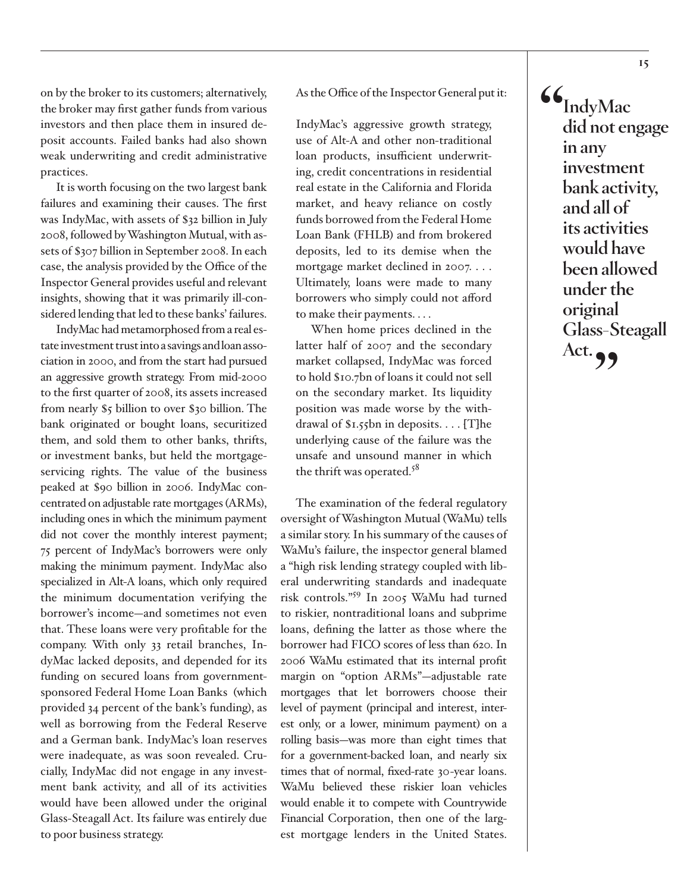on by the broker to its customers; alternatively, the broker may first gather funds from various investors and then place them in insured deposit accounts. Failed banks had also shown weak underwriting and credit administrative practices.

It is worth focusing on the two largest bank failures and examining their causes. The first was IndyMac, with assets of $32 billion in July 2008, followed by Washington Mutual, with assets of $307 billion in September 2008. In each case, the analysis provided by the Office of the Inspector General provides useful and relevant insights, showing that it was primarily ill-considered lending that led to these banks' failures.

IndyMac had metamorphosed from a real estate investment trust into a savings and loan association in 2000, and from the start had pursued an aggressive growth strategy. From mid-2000 to the first quarter of 2008, its assets increased from nearly $5 billion to over $30 billion. The bank originated or bought loans, securitized them, and sold them to other banks, thrifts, or investment banks, but held the mortgage-servicing rights. The value of the business peaked at $90 billion in 2006. IndyMac concentrated on adjustable rate mortgages (ARMs), including ones in which the minimum payment did not cover the monthly interest payment; 75 percent of IndyMac's borrowers were only making the minimum payment. IndyMac also specialized in Alt-A loans, which only required the minimum documentation verifying the borrower's income—and sometimes not even that. These loans were very profitable for the company. With only 33 retail branches, IndyMac lacked deposits, and depended for its funding on secured loans from government-sponsored Federal Home Loan Banks (which provided 34 percent of the bank's funding), as well as borrowing from the Federal Reserve and a German bank. IndyMac's loan reserves were inadequate, as was soon revealed. Crucially, IndyMac did not engage in any investment bank activity, and all of its activities would have been allowed under the original Glass-Steagall Act. Its failure was entirely due to poor business strategy.

As the Office of the Inspector General put it:

> IndyMac's aggressive growth strategy, use of Alt-A and other non-traditional loan products, insufficient underwriting, credit concentrations in residential real estate in the California and Florida market, and heavy reliance on costly funds borrowed from the Federal Home Loan Bank (FHLB) and from brokered deposits, led to its demise when the mortgage market declined in 2007. . . . Ultimately, loans were made to many borrowers who simply could not afford to make their payments. . . .
>
> When home prices declined in the latter half of 2007 and the secondary market collapsed, IndyMac was forced to hold $10.7bn of loans it could not sell on the secondary market. Its liquidity position was made worse by the withdrawal of $1.55bn in deposits. . . . [T]he underlying cause of the failure was the unsafe and unsound manner in which the thrift was operated.[58]

The examination of the federal regulatory oversight of Washington Mutual (WaMu) tells a similar story. In his summary of the causes of WaMu's failure, the inspector general blamed a "high risk lending strategy coupled with liberal underwriting standards and inadequate risk controls."[59] In 2005 WaMu had turned to riskier, nontraditional loans and subprime loans, defining the latter as those where the borrower had FICO scores of less than 620. In 2006 WaMu estimated that its internal profit margin on "option ARMs"—adjustable rate mortgages that let borrowers choose their level of payment (principal and interest, interest only, or a lower, minimum payment) on a rolling basis—was more than eight times that for a government-backed loan, and nearly six times that of normal, fixed-rate 30-year loans. WaMu believed these riskier loan vehicles would enable it to compete with Countrywide Financial Corporation, then one of the largest mortgage lenders in the United States.

> **"IndyMac did not engage in any investment bank activity, and all of its activities would have been allowed under the original Glass-Steagall Act."**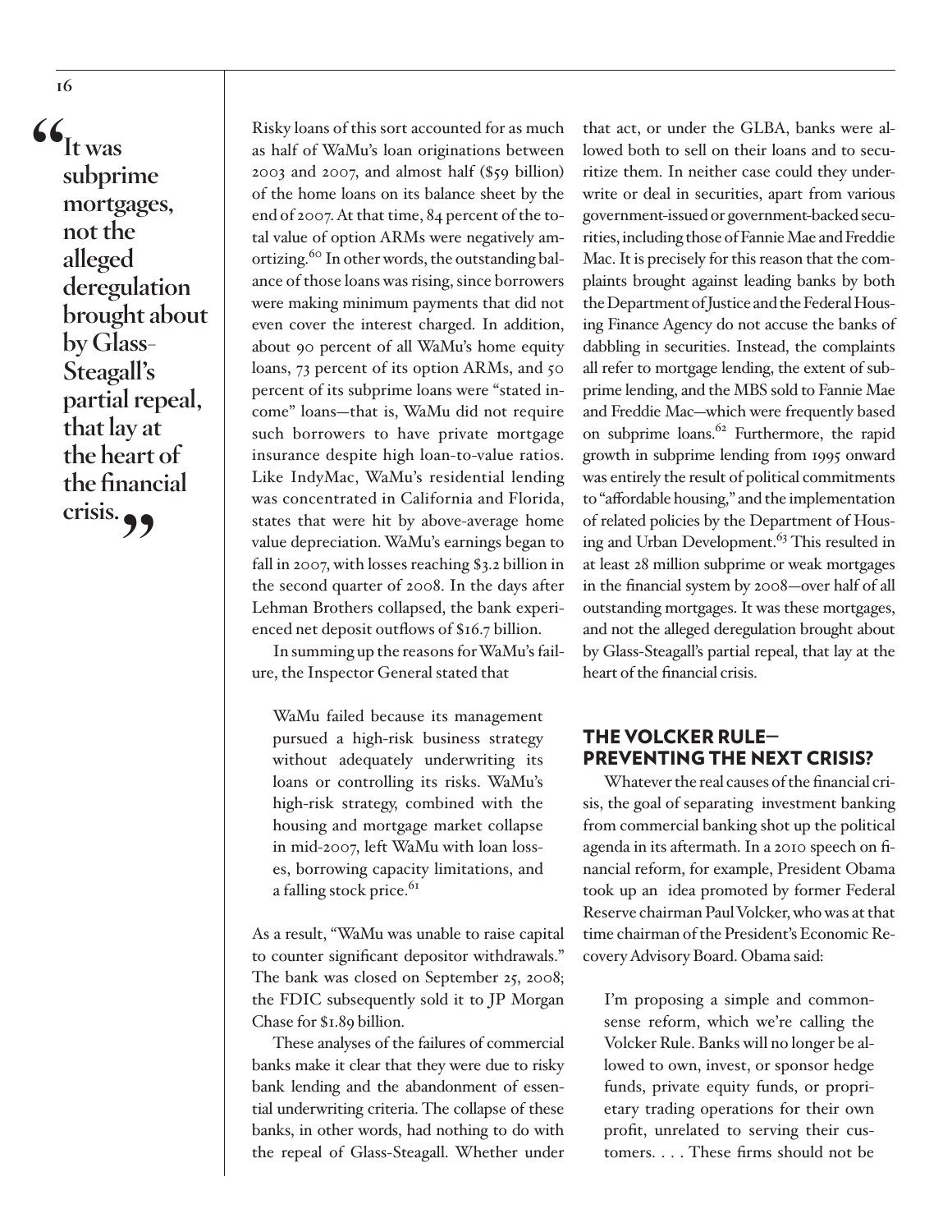> "It was subprime mortgages, not the alleged deregulation brought about by Glass-Steagall's partial repeal, that lay at the heart of the financial crisis."

Risky loans of this sort accounted for as much as half of WaMu's loan originations between 2003 and 2007, and almost half ($59 billion) of the home loans on its balance sheet by the end of 2007. At that time, 84 percent of the total value of option ARMs were negatively amortizing.[60] In other words, the outstanding balance of those loans was rising, since borrowers were making minimum payments that did not even cover the interest charged. In addition, about 90 percent of all WaMu's home equity loans, 73 percent of its option ARMs, and 50 percent of its subprime loans were "stated income" loans—that is, WaMu did not require such borrowers to have private mortgage insurance despite high loan-to-value ratios. Like IndyMac, WaMu's residential lending was concentrated in California and Florida, states that were hit by above-average home value depreciation. WaMu's earnings began to fall in 2007, with losses reaching $3.2 billion in the second quarter of 2008. In the days after Lehman Brothers collapsed, the bank experienced net deposit outflows of $16.7 billion.

In summing up the reasons for WaMu's failure, the Inspector General stated that

> WaMu failed because its management pursued a high-risk business strategy without adequately underwriting its loans or controlling its risks. WaMu's high-risk strategy, combined with the housing and mortgage market collapse in mid-2007, left WaMu with loan losses, borrowing capacity limitations, and a falling stock price.[61]

As a result, "WaMu was unable to raise capital to counter significant depositor withdrawals." The bank was closed on September 25, 2008; the FDIC subsequently sold it to JP Morgan Chase for $1.89 billion.

These analyses of the failures of commercial banks make it clear that they were due to risky bank lending and the abandonment of essential underwriting criteria. The collapse of these banks, in other words, had nothing to do with the repeal of Glass-Steagall. Whether under that act, or under the GLBA, banks were allowed both to sell on their loans and to securitize them. In neither case could they underwrite or deal in securities, apart from various government-issued or government-backed securities, including those of Fannie Mae and Freddie Mac. It is precisely for this reason that the complaints brought against leading banks by both the Department of Justice and the Federal Housing Finance Agency do not accuse the banks of dabbling in securities. Instead, the complaints all refer to mortgage lending, the extent of subprime lending, and the MBS sold to Fannie Mae and Freddie Mac—which were frequently based on subprime loans.[62] Furthermore, the rapid growth in subprime lending from 1995 onward was entirely the result of political commitments to "affordable housing," and the implementation of related policies by the Department of Housing and Urban Development.[63] This resulted in at least 28 million subprime or weak mortgages in the financial system by 2008—over half of all outstanding mortgages. It was these mortgages, and not the alleged deregulation brought about by Glass-Steagall's partial repeal, that lay at the heart of the financial crisis.

## THE VOLCKER RULE—PREVENTING THE NEXT CRISIS?

Whatever the real causes of the financial crisis, the goal of separating investment banking from commercial banking shot up the political agenda in its aftermath. In a 2010 speech on financial reform, for example, President Obama took up an idea promoted by former Federal Reserve chairman Paul Volcker, who was at that time chairman of the President's Economic Recovery Advisory Board. Obama said:

> I'm proposing a simple and commonsense reform, which we're calling the Volcker Rule. Banks will no longer be allowed to own, invest, or sponsor hedge funds, private equity funds, or proprietary trading operations for their own profit, unrelated to serving their customers. . . . These firms should not be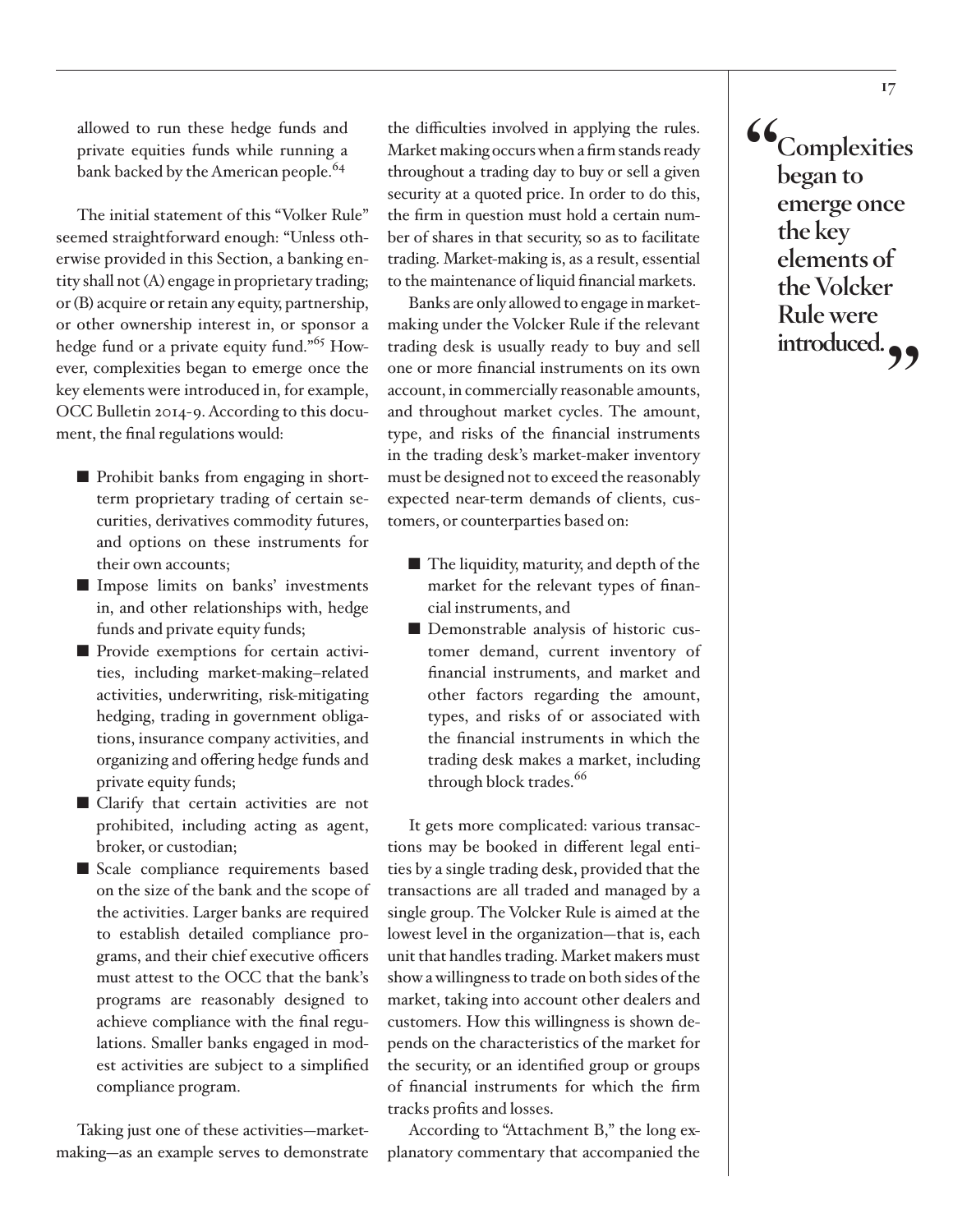allowed to run these hedge funds and private equities funds while running a bank backed by the American people.[64]

The initial statement of this "Volker Rule" seemed straightforward enough: "Unless otherwise provided in this Section, a banking entity shall not (A) engage in proprietary trading; or (B) acquire or retain any equity, partnership, or other ownership interest in, or sponsor a hedge fund or a private equity fund."[65] However, complexities began to emerge once the key elements were introduced in, for example, OCC Bulletin 2014-9. According to this document, the final regulations would:

- Prohibit banks from engaging in short-term proprietary trading of certain securities, derivatives commodity futures, and options on these instruments for their own accounts;
- Impose limits on banks' investments in, and other relationships with, hedge funds and private equity funds;
- Provide exemptions for certain activities, including market-making–related activities, underwriting, risk-mitigating hedging, trading in government obligations, insurance company activities, and organizing and offering hedge funds and private equity funds;
- Clarify that certain activities are not prohibited, including acting as agent, broker, or custodian;
- Scale compliance requirements based on the size of the bank and the scope of the activities. Larger banks are required to establish detailed compliance programs, and their chief executive officers must attest to the OCC that the bank's programs are reasonably designed to achieve compliance with the final regulations. Smaller banks engaged in modest activities are subject to a simplified compliance program.

Taking just one of these activities—market-making—as an example serves to demonstrate the difficulties involved in applying the rules. Market making occurs when a firm stands ready throughout a trading day to buy or sell a given security at a quoted price. In order to do this, the firm in question must hold a certain number of shares in that security, so as to facilitate trading. Market-making is, as a result, essential to the maintenance of liquid financial markets.

Banks are only allowed to engage in market-making under the Volcker Rule if the relevant trading desk is usually ready to buy and sell one or more financial instruments on its own account, in commercially reasonable amounts, and throughout market cycles. The amount, type, and risks of the financial instruments in the trading desk's market-maker inventory must be designed not to exceed the reasonably expected near-term demands of clients, customers, or counterparties based on:

- The liquidity, maturity, and depth of the market for the relevant types of financial instruments, and
- Demonstrable analysis of historic customer demand, current inventory of financial instruments, and market and other factors regarding the amount, types, and risks of or associated with the financial instruments in which the trading desk makes a market, including through block trades.[66]

It gets more complicated: various transactions may be booked in different legal entities by a single trading desk, provided that the transactions are all traded and managed by a single group. The Volcker Rule is aimed at the lowest level in the organization—that is, each unit that handles trading. Market makers must show a willingness to trade on both sides of the market, taking into account other dealers and customers. How this willingness is shown depends on the characteristics of the market for the security, or an identified group or groups of financial instruments for which the firm tracks profits and losses.

According to "Attachment B," the long explanatory commentary that accompanied the

> **"Complexities began to emerge once the key elements of the Volcker Rule were introduced."**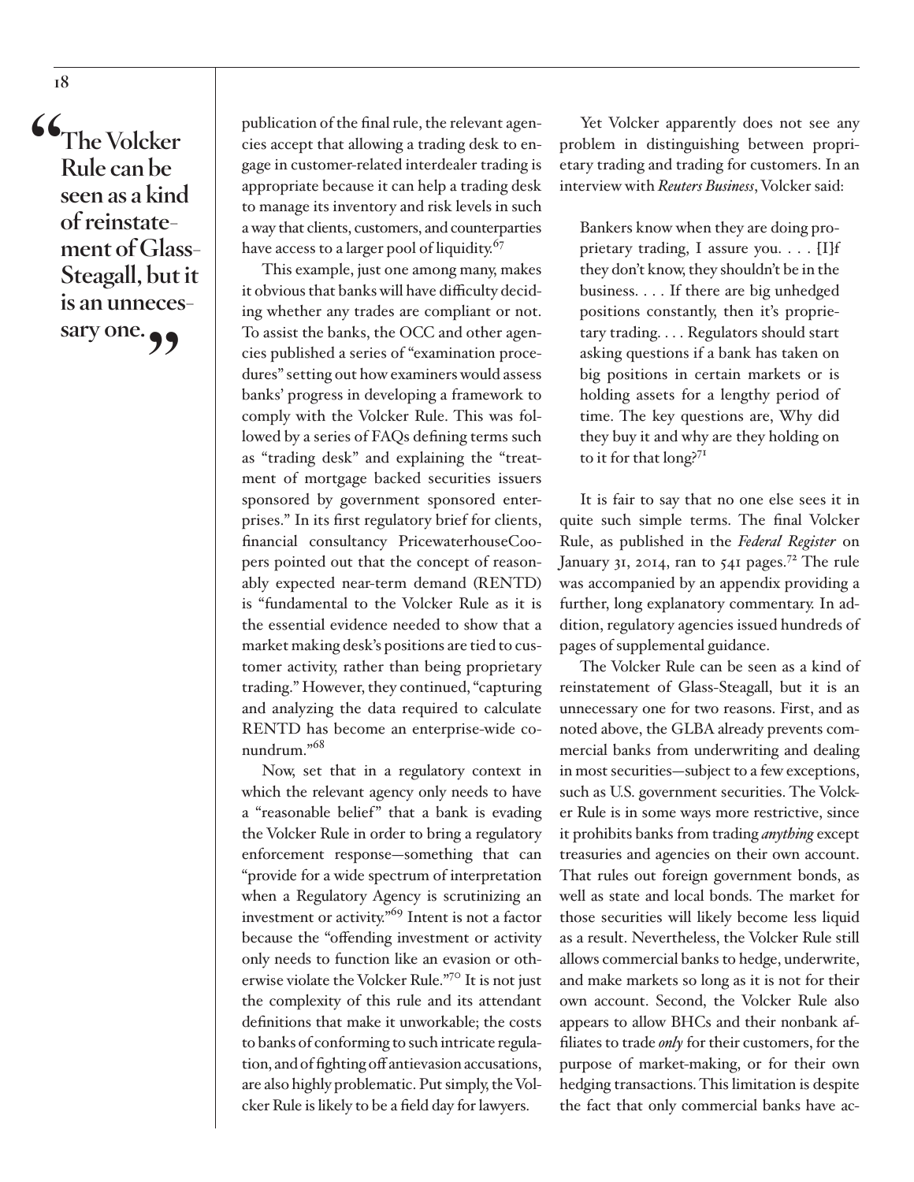> "The Volcker Rule can be seen as a kind of reinstatement of Glass-Steagall, but it is an unnecessary one."

publication of the final rule, the relevant agencies accept that allowing a trading desk to engage in customer-related interdealer trading is appropriate because it can help a trading desk to manage its inventory and risk levels in such a way that clients, customers, and counterparties have access to a larger pool of liquidity.[67]

This example, just one among many, makes it obvious that banks will have difficulty deciding whether any trades are compliant or not. To assist the banks, the OCC and other agencies published a series of "examination procedures" setting out how examiners would assess banks' progress in developing a framework to comply with the Volcker Rule. This was followed by a series of FAQs defining terms such as "trading desk" and explaining the "treatment of mortgage backed securities issuers sponsored by government sponsored enterprises." In its first regulatory brief for clients, financial consultancy PricewaterhouseCoopers pointed out that the concept of reasonably expected near-term demand (RENTD) is "fundamental to the Volcker Rule as it is the essential evidence needed to show that a market making desk's positions are tied to customer activity, rather than being proprietary trading." However, they continued, "capturing and analyzing the data required to calculate RENTD has become an enterprise-wide conundrum."[68]

Now, set that in a regulatory context in which the relevant agency only needs to have a "reasonable belief" that a bank is evading the Volcker Rule in order to bring a regulatory enforcement response—something that can "provide for a wide spectrum of interpretation when a Regulatory Agency is scrutinizing an investment or activity."[69] Intent is not a factor because the "offending investment or activity only needs to function like an evasion or otherwise violate the Volcker Rule."[70] It is not just the complexity of this rule and its attendant definitions that make it unworkable; the costs to banks of conforming to such intricate regulation, and of fighting off antievasion accusations, are also highly problematic. Put simply, the Volcker Rule is likely to be a field day for lawyers.

Yet Volcker apparently does not see any problem in distinguishing between proprietary trading and trading for customers. In an interview with *Reuters Business*, Volcker said:

> Bankers know when they are doing proprietary trading, I assure you. . . . [I]f they don't know, they shouldn't be in the business. . . . If there are big unhedged positions constantly, then it's proprietary trading. . . . Regulators should start asking questions if a bank has taken on big positions in certain markets or is holding assets for a lengthy period of time. The key questions are, Why did they buy it and why are they holding on to it for that long?[71]

It is fair to say that no one else sees it in quite such simple terms. The final Volcker Rule, as published in the *Federal Register* on January 31, 2014, ran to 541 pages.[72] The rule was accompanied by an appendix providing a further, long explanatory commentary. In addition, regulatory agencies issued hundreds of pages of supplemental guidance.

The Volcker Rule can be seen as a kind of reinstatement of Glass-Steagall, but it is an unnecessary one for two reasons. First, and as noted above, the GLBA already prevents commercial banks from underwriting and dealing in most securities—subject to a few exceptions, such as U.S. government securities. The Volcker Rule is in some ways more restrictive, since it prohibits banks from trading *anything* except treasuries and agencies on their own account. That rules out foreign government bonds, as well as state and local bonds. The market for those securities will likely become less liquid as a result. Nevertheless, the Volcker Rule still allows commercial banks to hedge, underwrite, and make markets so long as it is not for their own account. Second, the Volcker Rule also appears to allow BHCs and their nonbank affiliates to trade *only* for their customers, for the purpose of market-making, or for their own hedging transactions. This limitation is despite the fact that only commercial banks have ac-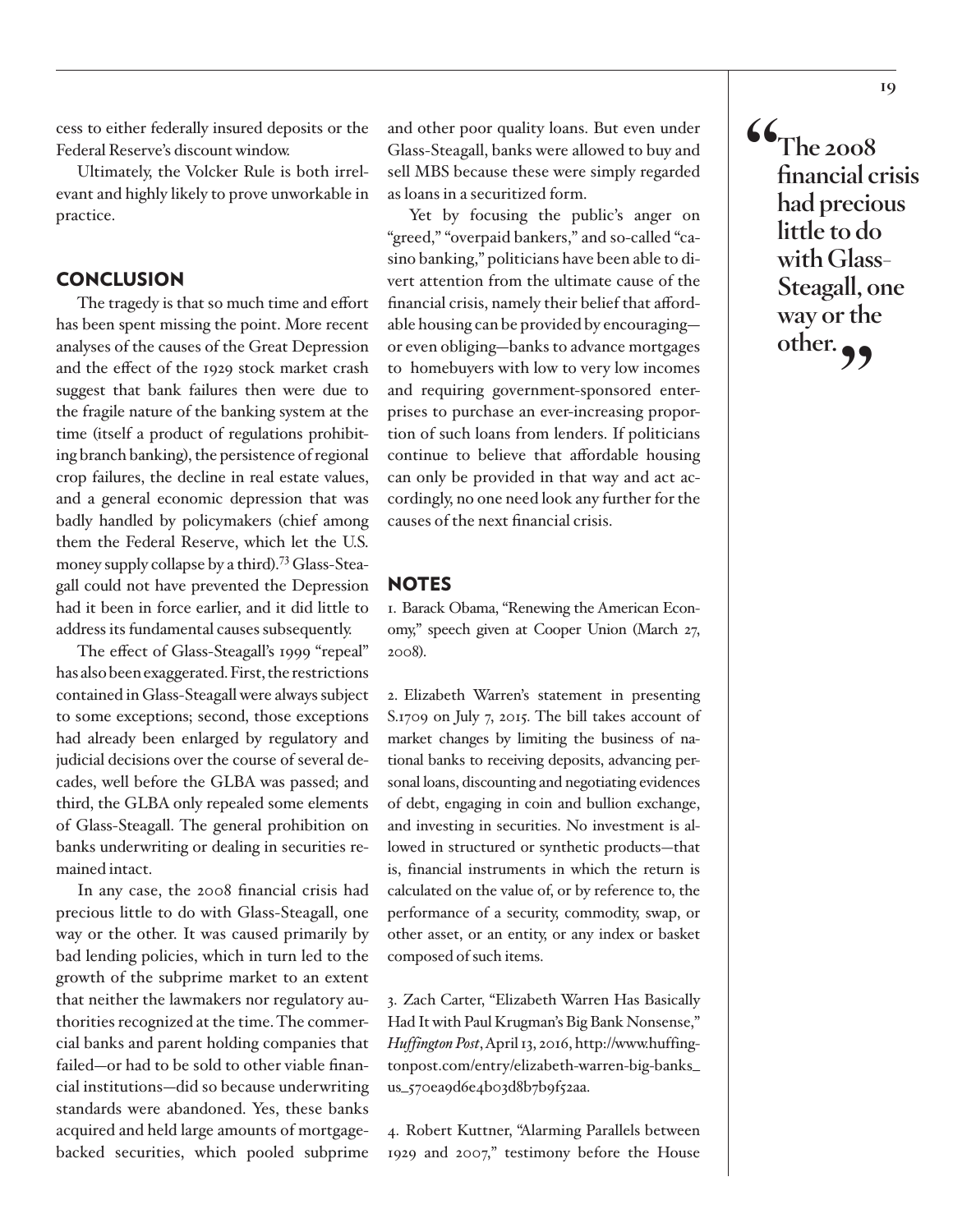cess to either federally insured deposits or the Federal Reserve's discount window.

Ultimately, the Volcker Rule is both irrelevant and highly likely to prove unworkable in practice.

## CONCLUSION

The tragedy is that so much time and effort has been spent missing the point. More recent analyses of the causes of the Great Depression and the effect of the 1929 stock market crash suggest that bank failures then were due to the fragile nature of the banking system at the time (itself a product of regulations prohibiting branch banking), the persistence of regional crop failures, the decline in real estate values, and a general economic depression that was badly handled by policymakers (chief among them the Federal Reserve, which let the U.S. money supply collapse by a third).[73] Glass-Steagall could not have prevented the Depression had it been in force earlier, and it did little to address its fundamental causes subsequently.

The effect of Glass-Steagall's 1999 "repeal" has also been exaggerated. First, the restrictions contained in Glass-Steagall were always subject to some exceptions; second, those exceptions had already been enlarged by regulatory and judicial decisions over the course of several decades, well before the GLBA was passed; and third, the GLBA only repealed some elements of Glass-Steagall. The general prohibition on banks underwriting or dealing in securities remained intact.

In any case, the 2008 financial crisis had precious little to do with Glass-Steagall, one way or the other. It was caused primarily by bad lending policies, which in turn led to the growth of the subprime market to an extent that neither the lawmakers nor regulatory authorities recognized at the time. The commercial banks and parent holding companies that failed—or had to be sold to other viable financial institutions—did so because underwriting standards were abandoned. Yes, these banks acquired and held large amounts of mortgage-backed securities, which pooled subprime and other poor quality loans. But even under Glass-Steagall, banks were allowed to buy and sell MBS because these were simply regarded as loans in a securitized form.

Yet by focusing the public's anger on "greed," "overpaid bankers," and so-called "casino banking," politicians have been able to divert attention from the ultimate cause of the financial crisis, namely their belief that affordable housing can be provided by encouraging—or even obliging—banks to advance mortgages to homebuyers with low to very low incomes and requiring government-sponsored enterprises to purchase an ever-increasing proportion of such loans from lenders. If politicians continue to believe that affordable housing can only be provided in that way and act accordingly, no one need look any further for the causes of the next financial crisis.

> **"The 2008 financial crisis had precious little to do with Glass-Steagall, one way or the other."**

## NOTES

1. Barack Obama, "Renewing the American Economy," speech given at Cooper Union (March 27, 2008).

2. Elizabeth Warren's statement in presenting S.1709 on July 7, 2015. The bill takes account of market changes by limiting the business of national banks to receiving deposits, advancing personal loans, discounting and negotiating evidences of debt, engaging in coin and bullion exchange, and investing in securities. No investment is allowed in structured or synthetic products—that is, financial instruments in which the return is calculated on the value of, or by reference to, the performance of a security, commodity, swap, or other asset, or an entity, or any index or basket composed of such items.

3. Zach Carter, "Elizabeth Warren Has Basically Had It with Paul Krugman's Big Bank Nonsense," *Huffington Post*, April 13, 2016, http://www.huffingtonpost.com/entry/elizabeth-warren-big-banks_us_570ea9d6e4b03d8b7b9f52aa.

4. Robert Kuttner, "Alarming Parallels between 1929 and 2007," testimony before the House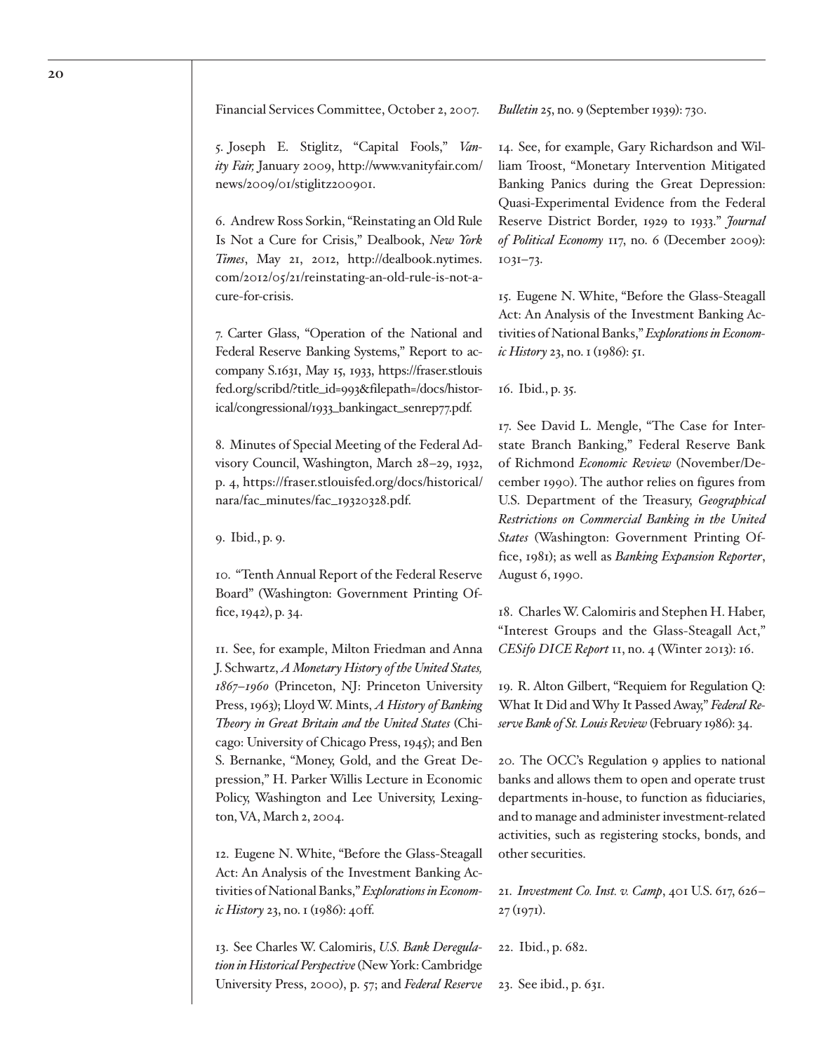Financial Services Committee, October 2, 2007.

5. Joseph E. Stiglitz, "Capital Fools," *Vanity Fair,* January 2009, http://www.vanityfair.com/news/2009/01/stiglitz200901.

6. Andrew Ross Sorkin, "Reinstating an Old Rule Is Not a Cure for Crisis," Dealbook, *New York Times*, May 21, 2012, http://dealbook.nytimes.com/2012/05/21/reinstating-an-old-rule-is-not-a-cure-for-crisis.

7. Carter Glass, "Operation of the National and Federal Reserve Banking Systems," Report to accompany S.1631, May 15, 1933, https://fraser.stlouisfed.org/scribd/?title_id=993&filepath=/docs/historical/congressional/1933_bankingact_senrep77.pdf.

8. Minutes of Special Meeting of the Federal Advisory Council, Washington, March 28–29, 1932, p. 4, https://fraser.stlouisfed.org/docs/historical/nara/fac_minutes/fac_19320328.pdf.

9. Ibid., p. 9.

10. "Tenth Annual Report of the Federal Reserve Board" (Washington: Government Printing Office, 1942), p. 34.

11. See, for example, Milton Friedman and Anna J. Schwartz, *A Monetary History of the United States, 1867–1960* (Princeton, NJ: Princeton University Press, 1963); Lloyd W. Mints, *A History of Banking Theory in Great Britain and the United States* (Chicago: University of Chicago Press, 1945); and Ben S. Bernanke, "Money, Gold, and the Great Depression," H. Parker Willis Lecture in Economic Policy, Washington and Lee University, Lexington, VA, March 2, 2004.

12. Eugene N. White, "Before the Glass-Steagall Act: An Analysis of the Investment Banking Activities of National Banks," *Explorations in Economic History* 23, no. 1 (1986): 40ff.

13. See Charles W. Calomiris, *U.S. Bank Deregulation in Historical Perspective* (New York: Cambridge University Press, 2000), p. 57; and *Federal Reserve Bulletin* 25, no. 9 (September 1939): 730.

14. See, for example, Gary Richardson and William Troost, "Monetary Intervention Mitigated Banking Panics during the Great Depression: Quasi-Experimental Evidence from the Federal Reserve District Border, 1929 to 1933." *Journal of Political Economy* 117, no. 6 (December 2009): 1031–73.

15. Eugene N. White, "Before the Glass-Steagall Act: An Analysis of the Investment Banking Activities of National Banks," *Explorations in Economic History* 23, no. 1 (1986): 51.

16. Ibid., p. 35.

17. See David L. Mengle, "The Case for Interstate Branch Banking," Federal Reserve Bank of Richmond *Economic Review* (November/December 1990). The author relies on figures from U.S. Department of the Treasury, *Geographical Restrictions on Commercial Banking in the United States* (Washington: Government Printing Office, 1981); as well as *Banking Expansion Reporter*, August 6, 1990.

18. Charles W. Calomiris and Stephen H. Haber, "Interest Groups and the Glass-Steagall Act," *CESifo DICE Report* 11, no. 4 (Winter 2013): 16.

19. R. Alton Gilbert, "Requiem for Regulation Q: What It Did and Why It Passed Away," *Federal Reserve Bank of St. Louis Review* (February 1986): 34.

20. The OCC's Regulation 9 applies to national banks and allows them to open and operate trust departments in-house, to function as fiduciaries, and to manage and administer investment-related activities, such as registering stocks, bonds, and other securities.

21. *Investment Co. Inst. v. Camp*, 401 U.S. 617, 626–27 (1971).

22. Ibid., p. 682.

23. See ibid., p. 631.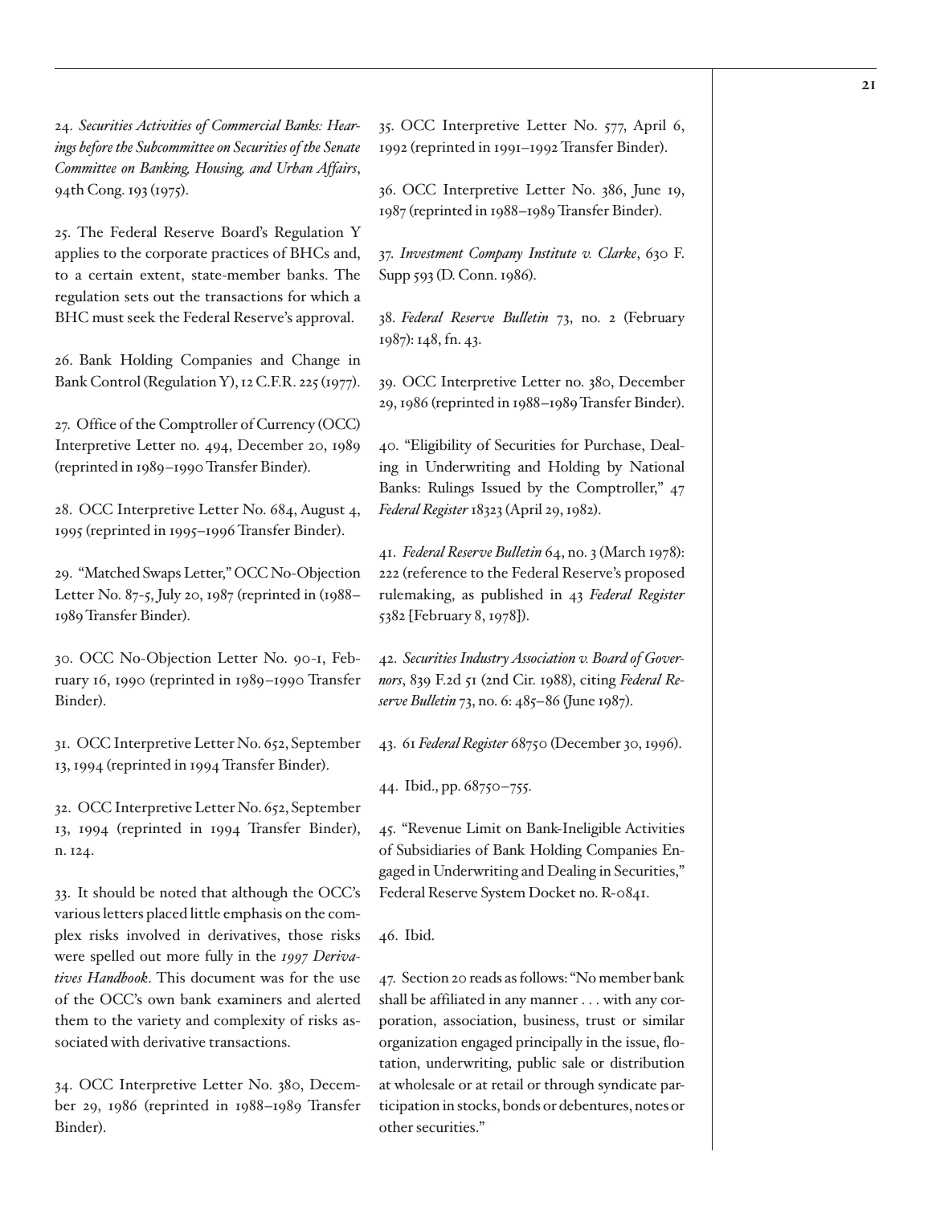24. *Securities Activities of Commercial Banks: Hearings before the Subcommittee on Securities of the Senate Committee on Banking, Housing, and Urban Affairs*, 94th Cong. 193 (1975).

25. The Federal Reserve Board's Regulation Y applies to the corporate practices of BHCs and, to a certain extent, state-member banks. The regulation sets out the transactions for which a BHC must seek the Federal Reserve's approval.

26. Bank Holding Companies and Change in Bank Control (Regulation Y), 12 C.F.R. 225 (1977).

27. Office of the Comptroller of Currency (OCC) Interpretive Letter no. 494, December 20, 1989 (reprinted in 1989–1990 Transfer Binder).

28. OCC Interpretive Letter No. 684, August 4, 1995 (reprinted in 1995–1996 Transfer Binder).

29. "Matched Swaps Letter," OCC No-Objection Letter No. 87-5, July 20, 1987 (reprinted in (1988–1989 Transfer Binder).

30. OCC No-Objection Letter No. 90-1, February 16, 1990 (reprinted in 1989–1990 Transfer Binder).

31. OCC Interpretive Letter No. 652, September 13, 1994 (reprinted in 1994 Transfer Binder).

32. OCC Interpretive Letter No. 652, September 13, 1994 (reprinted in 1994 Transfer Binder), n. 124.

33. It should be noted that although the OCC's various letters placed little emphasis on the complex risks involved in derivatives, those risks were spelled out more fully in the *1997 Derivatives Handbook*. This document was for the use of the OCC's own bank examiners and alerted them to the variety and complexity of risks associated with derivative transactions.

34. OCC Interpretive Letter No. 380, December 29, 1986 (reprinted in 1988–1989 Transfer Binder).

35. OCC Interpretive Letter No. 577, April 6, 1992 (reprinted in 1991–1992 Transfer Binder).

36. OCC Interpretive Letter No. 386, June 19, 1987 (reprinted in 1988–1989 Transfer Binder).

37. *Investment Company Institute v. Clarke*, 630 F. Supp 593 (D. Conn. 1986).

38. *Federal Reserve Bulletin* 73, no. 2 (February 1987): 148, fn. 43.

39. OCC Interpretive Letter no. 380, December 29, 1986 (reprinted in 1988–1989 Transfer Binder).

40. "Eligibility of Securities for Purchase, Dealing in Underwriting and Holding by National Banks: Rulings Issued by the Comptroller," 47 *Federal Register* 18323 (April 29, 1982).

41. *Federal Reserve Bulletin* 64, no. 3 (March 1978): 222 (reference to the Federal Reserve's proposed rulemaking, as published in 43 *Federal Register* 5382 [February 8, 1978]).

42. *Securities Industry Association v. Board of Governors*, 839 F.2d 51 (2nd Cir. 1988), citing *Federal Reserve Bulletin* 73, no. 6: 485–86 (June 1987).

43. 61 *Federal Register* 68750 (December 30, 1996).

44. Ibid., pp. 68750–755.

45. "Revenue Limit on Bank-Ineligible Activities of Subsidiaries of Bank Holding Companies Engaged in Underwriting and Dealing in Securities," Federal Reserve System Docket no. R-0841.

46. Ibid.

47. Section 20 reads as follows: "No member bank shall be affiliated in any manner . . . with any corporation, association, business, trust or similar organization engaged principally in the issue, flotation, underwriting, public sale or distribution at wholesale or at retail or through syndicate participation in stocks, bonds or debentures, notes or other securities."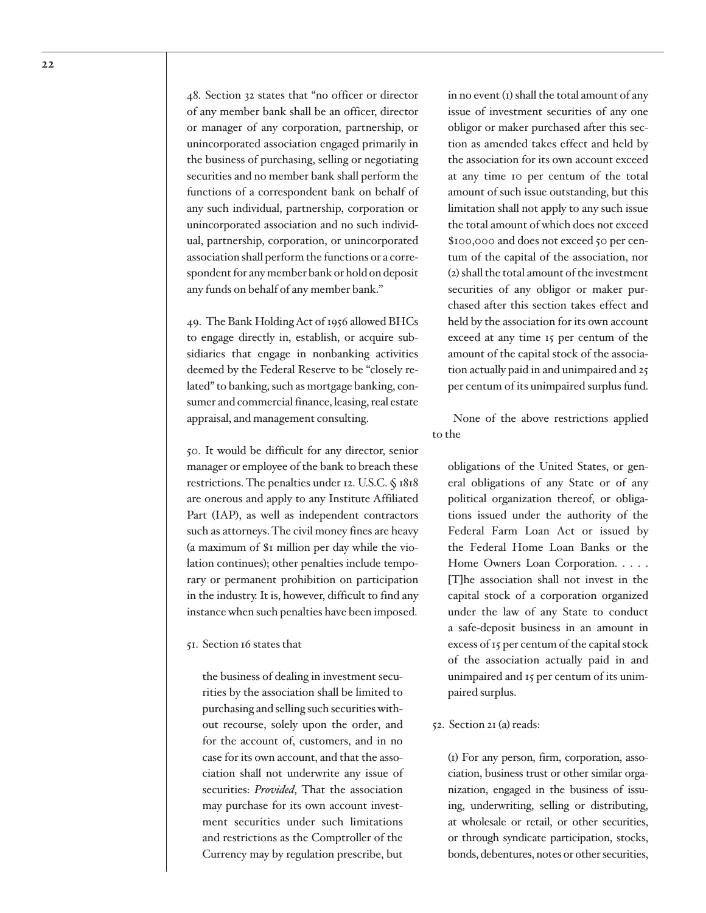48. Section 32 states that "no officer or director of any member bank shall be an officer, director or manager of any corporation, partnership, or unincorporated association engaged primarily in the business of purchasing, selling or negotiating securities and no member bank shall perform the functions of a correspondent bank on behalf of any such individual, partnership, corporation or unincorporated association and no such individual, partnership, corporation, or unincorporated association shall perform the functions or a correspondent for any member bank or hold on deposit any funds on behalf of any member bank."

49. The Bank Holding Act of 1956 allowed BHCs to engage directly in, establish, or acquire subsidiaries that engage in nonbanking activities deemed by the Federal Reserve to be "closely related" to banking, such as mortgage banking, consumer and commercial finance, leasing, real estate appraisal, and management consulting.

50. It would be difficult for any director, senior manager or employee of the bank to breach these restrictions. The penalties under 12. U.S.C. § 1818 are onerous and apply to any Institute Affiliated Part (IAP), as well as independent contractors such as attorneys. The civil money fines are heavy (a maximum of $1 million per day while the violation continues); other penalties include temporary or permanent prohibition on participation in the industry. It is, however, difficult to find any instance when such penalties have been imposed.

51. Section 16 states that

> the business of dealing in investment securities by the association shall be limited to purchasing and selling such securities without recourse, solely upon the order, and for the account of, customers, and in no case for its own account, and that the association shall not underwrite any issue of securities: *Provided*, That the association may purchase for its own account investment securities under such limitations and restrictions as the Comptroller of the Currency may by regulation prescribe, but in no event (1) shall the total amount of any issue of investment securities of any one obligor or maker purchased after this section as amended takes effect and held by the association for its own account exceed at any time 10 per centum of the total amount of such issue outstanding, but this limitation shall not apply to any such issue the total amount of which does not exceed $100,000 and does not exceed 50 per centum of the capital of the association, nor (2) shall the total amount of the investment securities of any obligor or maker purchased after this section takes effect and held by the association for its own account exceed at any time 15 per centum of the amount of the capital stock of the association actually paid in and unimpaired and 25 per centum of its unimpaired surplus fund.

None of the above restrictions applied to the

> obligations of the United States, or general obligations of any State or of any political organization thereof, or obligations issued under the authority of the Federal Farm Loan Act or issued by the Federal Home Loan Banks or the Home Owners Loan Corporation. . . . . [T]he association shall not invest in the capital stock of a corporation organized under the law of any State to conduct a safe-deposit business in an amount in excess of 15 per centum of the capital stock of the association actually paid in and unimpaired and 15 per centum of its unimpaired surplus.

52. Section 21 (a) reads:

> (1) For any person, firm, corporation, association, business trust or other similar organization, engaged in the business of issuing, underwriting, selling or distributing, at wholesale or retail, or other securities, or through syndicate participation, stocks, bonds, debentures, notes or other securities,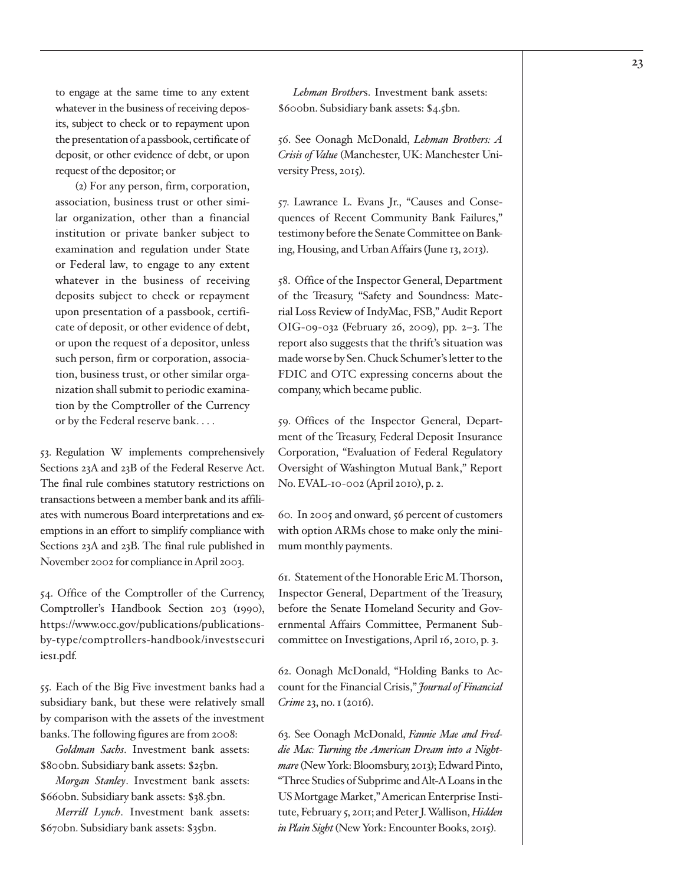to engage at the same time to any extent whatever in the business of receiving deposits, subject to check or to repayment upon the presentation of a passbook, certificate of deposit, or other evidence of debt, or upon request of the depositor; or

(2) For any person, firm, corporation, association, business trust or other similar organization, other than a financial institution or private banker subject to examination and regulation under State or Federal law, to engage to any extent whatever in the business of receiving deposits subject to check or repayment upon presentation of a passbook, certificate of deposit, or other evidence of debt, or upon the request of a depositor, unless such person, firm or corporation, association, business trust, or other similar organization shall submit to periodic examination by the Comptroller of the Currency or by the Federal reserve bank. . . .

53. Regulation W implements comprehensively Sections 23A and 23B of the Federal Reserve Act. The final rule combines statutory restrictions on transactions between a member bank and its affiliates with numerous Board interpretations and exemptions in an effort to simplify compliance with Sections 23A and 23B. The final rule published in November 2002 for compliance in April 2003.

54. Office of the Comptroller of the Currency, Comptroller's Handbook Section 203 (1990), https://www.occ.gov/publications/publications-by-type/comptrollers-handbook/investsecurities1.pdf.

55. Each of the Big Five investment banks had a subsidiary bank, but these were relatively small by comparison with the assets of the investment banks. The following figures are from 2008:

*Goldman Sachs*. Investment bank assets: $800bn. Subsidiary bank assets: $25bn.

*Morgan Stanley*. Investment bank assets: $660bn. Subsidiary bank assets: $38.5bn.

*Merrill Lynch*. Investment bank assets: $670bn. Subsidiary bank assets: $35bn.

*Lehman Brother*s. Investment bank assets: $600bn. Subsidiary bank assets: $4.5bn.

56. See Oonagh McDonald, *Lehman Brothers: A Crisis of Value* (Manchester, UK: Manchester University Press, 2015).

57. Lawrance L. Evans Jr., "Causes and Consequences of Recent Community Bank Failures," testimony before the Senate Committee on Banking, Housing, and Urban Affairs (June 13, 2013).

58. Office of the Inspector General, Department of the Treasury, "Safety and Soundness: Material Loss Review of IndyMac, FSB," Audit Report OIG-09-032 (February 26, 2009), pp. 2–3. The report also suggests that the thrift's situation was made worse by Sen. Chuck Schumer's letter to the FDIC and OTC expressing concerns about the company, which became public.

59. Offices of the Inspector General, Department of the Treasury, Federal Deposit Insurance Corporation, "Evaluation of Federal Regulatory Oversight of Washington Mutual Bank," Report No. EVAL-10-002 (April 2010), p. 2.

60. In 2005 and onward, 56 percent of customers with option ARMs chose to make only the minimum monthly payments.

61. Statement of the Honorable Eric M. Thorson, Inspector General, Department of the Treasury, before the Senate Homeland Security and Governmental Affairs Committee, Permanent Subcommittee on Investigations, April 16, 2010, p. 3.

62. Oonagh McDonald, "Holding Banks to Account for the Financial Crisis," *Journal of Financial Crime* 23, no. 1 (2016).

63. See Oonagh McDonald, *Fannie Mae and Freddie Mac: Turning the American Dream into a Nightmare* (New York: Bloomsbury, 2013); Edward Pinto, "Three Studies of Subprime and Alt-A Loans in the US Mortgage Market," American Enterprise Institute, February 5, 2011; and Peter J. Wallison, *Hidden in Plain Sight* (New York: Encounter Books, 2015).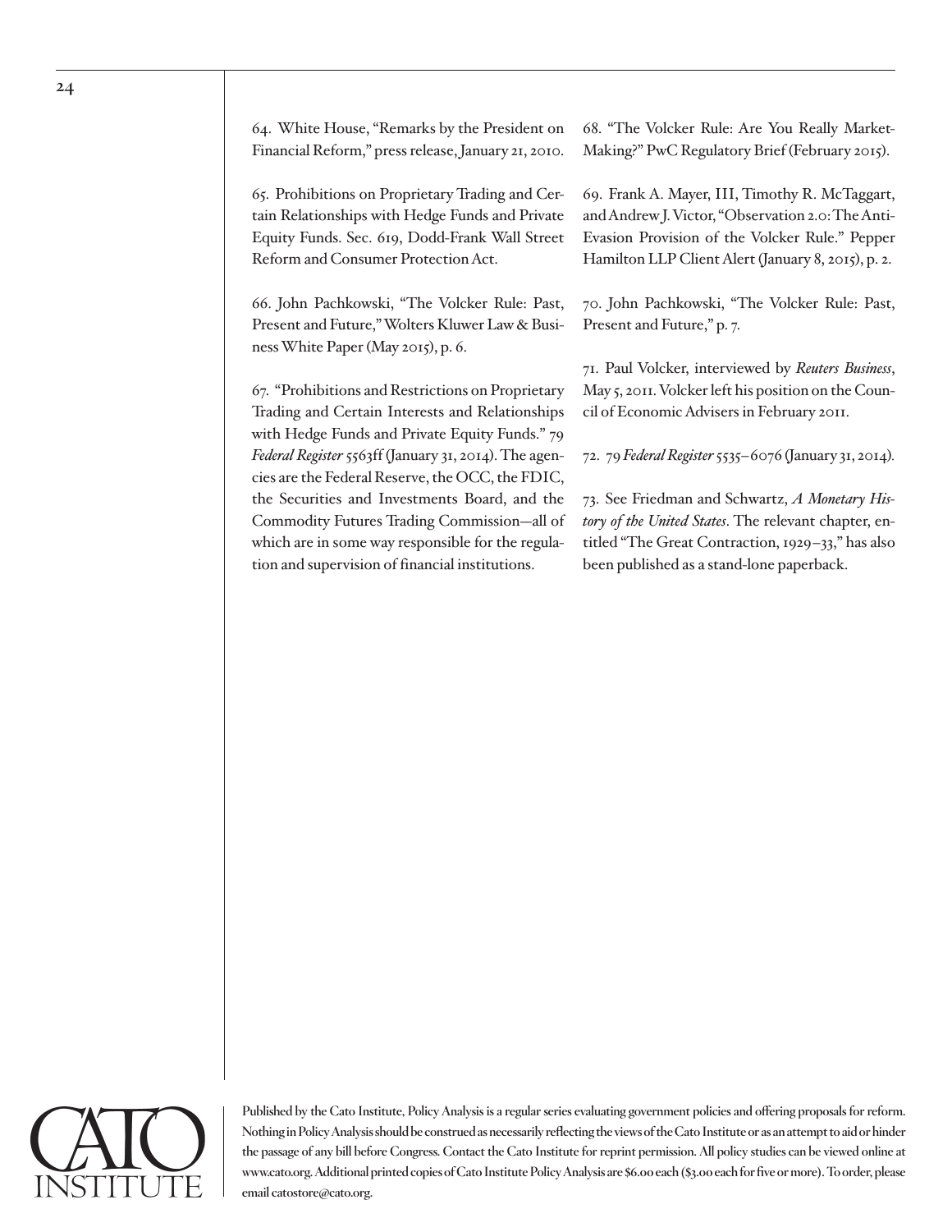64. White House, "Remarks by the President on Financial Reform," press release, January 21, 2010.

65. Prohibitions on Proprietary Trading and Certain Relationships with Hedge Funds and Private Equity Funds. Sec. 619, Dodd-Frank Wall Street Reform and Consumer Protection Act.

66. John Pachkowski, "The Volcker Rule: Past, Present and Future," Wolters Kluwer Law & Business White Paper (May 2015), p. 6.

67. "Prohibitions and Restrictions on Proprietary Trading and Certain Interests and Relationships with Hedge Funds and Private Equity Funds." 79 *Federal Register* 5563ff (January 31, 2014). The agencies are the Federal Reserve, the OCC, the FDIC, the Securities and Investments Board, and the Commodity Futures Trading Commission—all of which are in some way responsible for the regulation and supervision of financial institutions.

68. "The Volcker Rule: Are You Really Market-Making?" PwC Regulatory Brief (February 2015).

69. Frank A. Mayer, III, Timothy R. McTaggart, and Andrew J. Victor, "Observation 2.0: The Anti-Evasion Provision of the Volcker Rule." Pepper Hamilton LLP Client Alert (January 8, 2015), p. 2.

70. John Pachkowski, "The Volcker Rule: Past, Present and Future," p. 7.

71. Paul Volcker, interviewed by *Reuters Business*, May 5, 2011. Volcker left his position on the Council of Economic Advisers in February 2011.

72. 79 *Federal Register* 5535–6076 (January 31, 2014).

73. See Friedman and Schwartz, *A Monetary History of the United States*. The relevant chapter, entitled "The Great Contraction, 1929–33," has also been published as a stand-lone paperback.

CATO INSTITUTE

Published by the Cato Institute, Policy Analysis is a regular series evaluating government policies and offering proposals for reform. Nothing in Policy Analysis should be construed as necessarily reflecting the views of the Cato Institute or as an attempt to aid or hinder the passage of any bill before Congress. Contact the Cato Institute for reprint permission. All policy studies can be viewed online at www.cato.org. Additional printed copies of Cato Institute Policy Analysis are $6.00 each ($3.00 each for five or more). To order, please email catostore@cato.org.